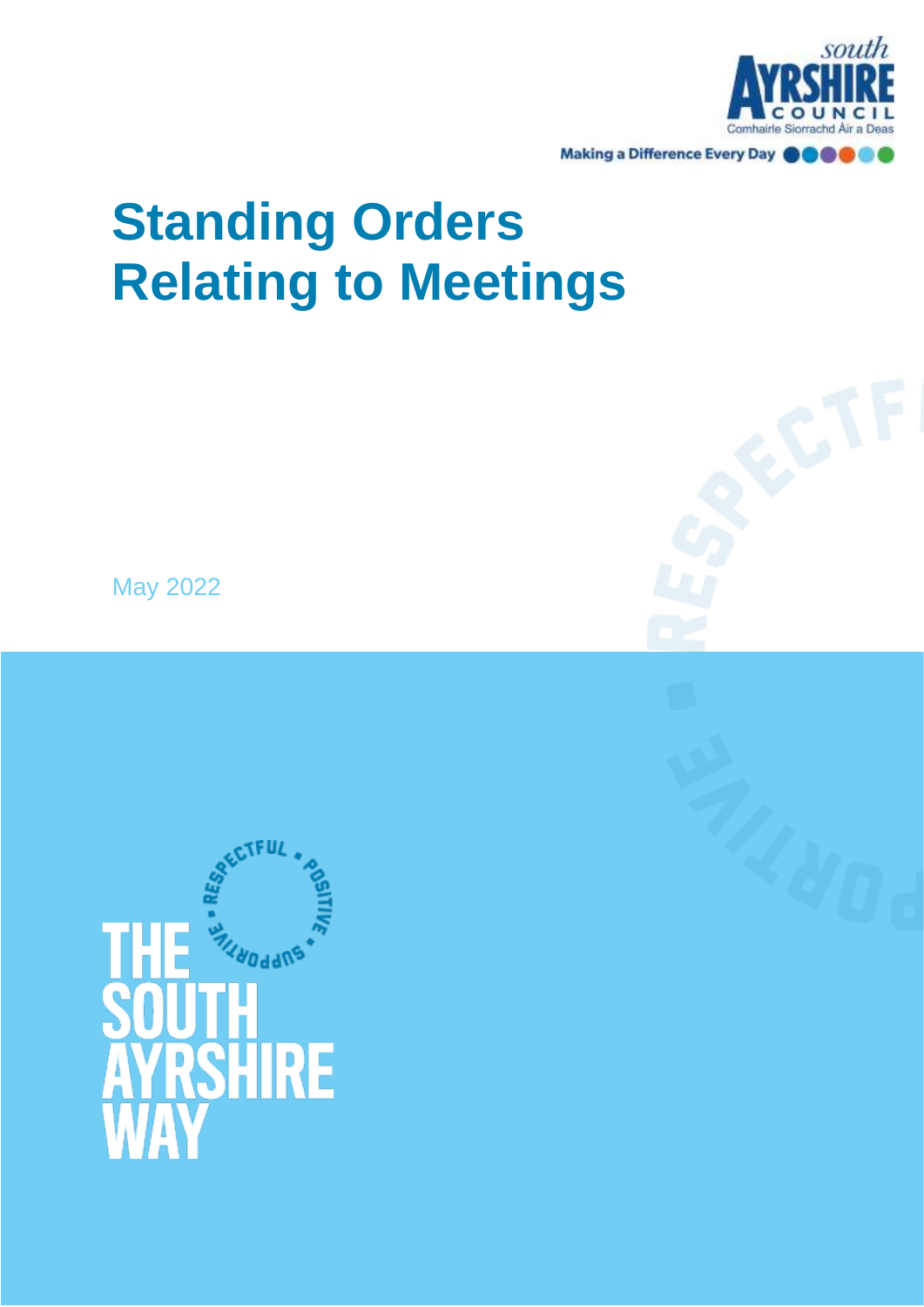south AYRSHIRE COUNCIL

Comhairle Siorrachd Àir a Deas

Making a Difference Every Day

# Standing Orders Relating to Meetings

May 2022

RESPECTFUL • POSITIVE • SUPPORTIVE •

THE SOUTH AYRSHIRE WAY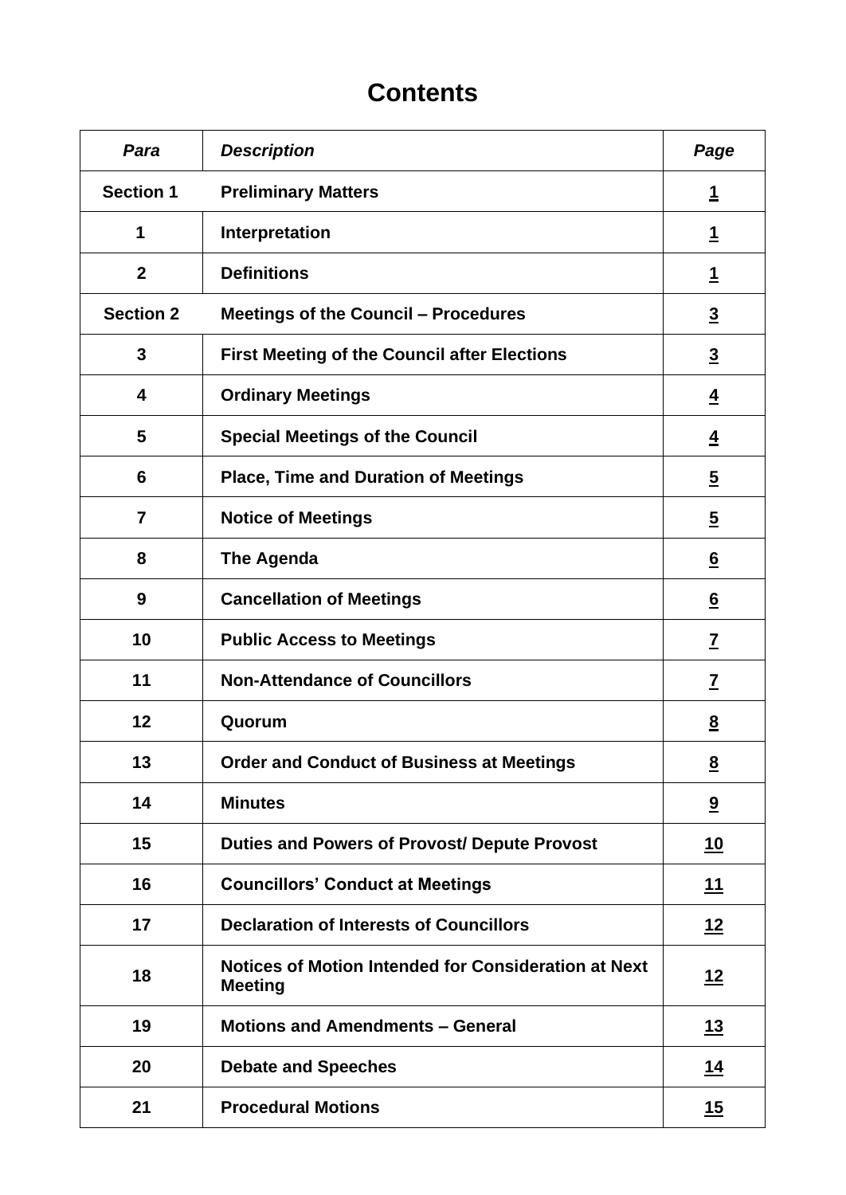# Contents

| *Para* | *Description* | *Page* |
|---|---|---|
| **Section 1** | **Preliminary Matters** | **1** |
| **1** | **Interpretation** | **1** |
| **2** | **Definitions** | **1** |
| **Section 2** | **Meetings of the Council – Procedures** | **3** |
| **3** | **First Meeting of the Council after Elections** | **3** |
| **4** | **Ordinary Meetings** | **4** |
| **5** | **Special Meetings of the Council** | **4** |
| **6** | **Place, Time and Duration of Meetings** | **5** |
| **7** | **Notice of Meetings** | **5** |
| **8** | **The Agenda** | **6** |
| **9** | **Cancellation of Meetings** | **6** |
| **10** | **Public Access to Meetings** | **7** |
| **11** | **Non-Attendance of Councillors** | **7** |
| **12** | **Quorum** | **8** |
| **13** | **Order and Conduct of Business at Meetings** | **8** |
| **14** | **Minutes** | **9** |
| **15** | **Duties and Powers of Provost/ Depute Provost** | **10** |
| **16** | **Councillors' Conduct at Meetings** | **11** |
| **17** | **Declaration of Interests of Councillors** | **12** |
| **18** | **Notices of Motion Intended for Consideration at Next Meeting** | **12** |
| **19** | **Motions and Amendments – General** | **13** |
| **20** | **Debate and Speeches** | **14** |
| **21** | **Procedural Motions** | **15** |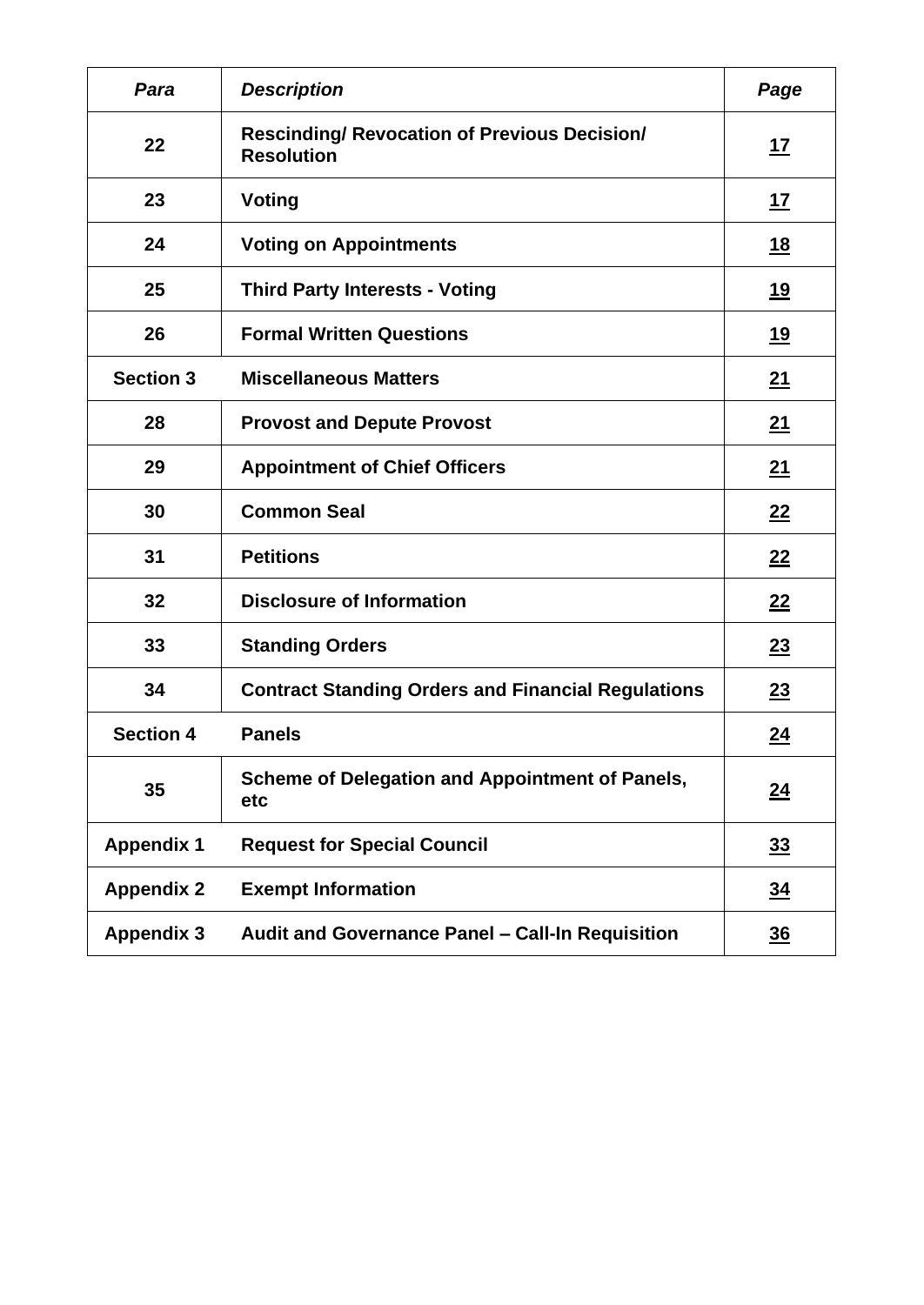| *Para* | *Description* | *Page* |
|---|---|---|
| **22** | **Rescinding/ Revocation of Previous Decision/ Resolution** | **17** |
| **23** | **Voting** | **17** |
| **24** | **Voting on Appointments** | **18** |
| **25** | **Third Party Interests - Voting** | **19** |
| **26** | **Formal Written Questions** | **19** |
| **Section 3** | **Miscellaneous Matters** | **21** |
| **28** | **Provost and Depute Provost** | **21** |
| **29** | **Appointment of Chief Officers** | **21** |
| **30** | **Common Seal** | **22** |
| **31** | **Petitions** | **22** |
| **32** | **Disclosure of Information** | **22** |
| **33** | **Standing Orders** | **23** |
| **34** | **Contract Standing Orders and Financial Regulations** | **23** |
| **Section 4** | **Panels** | **24** |
| **35** | **Scheme of Delegation and Appointment of Panels, etc** | **24** |
| **Appendix 1** | **Request for Special Council** | **33** |
| **Appendix 2** | **Exempt Information** | **34** |
| **Appendix 3** | **Audit and Governance Panel – Call-In Requisition** | **36** |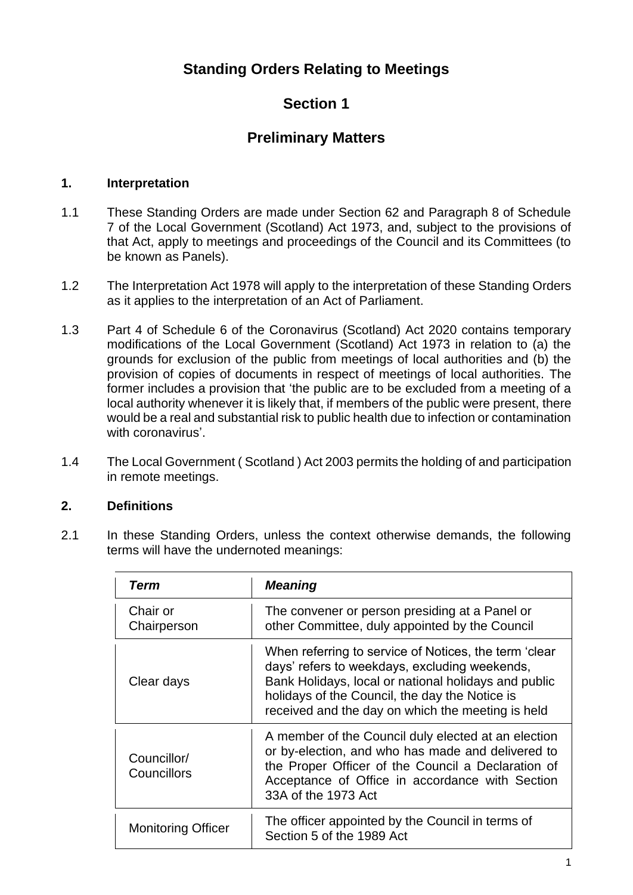# Standing Orders Relating to Meetings

## Section 1

## Preliminary Matters

### 1. Interpretation

1.1 These Standing Orders are made under Section 62 and Paragraph 8 of Schedule 7 of the Local Government (Scotland) Act 1973, and, subject to the provisions of that Act, apply to meetings and proceedings of the Council and its Committees (to be known as Panels).

1.2 The Interpretation Act 1978 will apply to the interpretation of these Standing Orders as it applies to the interpretation of an Act of Parliament.

1.3 Part 4 of Schedule 6 of the Coronavirus (Scotland) Act 2020 contains temporary modifications of the Local Government (Scotland) Act 1973 in relation to (a) the grounds for exclusion of the public from meetings of local authorities and (b) the provision of copies of documents in respect of meetings of local authorities. The former includes a provision that 'the public are to be excluded from a meeting of a local authority whenever it is likely that, if members of the public were present, there would be a real and substantial risk to public health due to infection or contamination with coronavirus'.

1.4 The Local Government ( Scotland ) Act 2003 permits the holding of and participation in remote meetings.

### 2. Definitions

2.1 In these Standing Orders, unless the context otherwise demands, the following terms will have the undernoted meanings:

| ***Term*** | ***Meaning*** |
|---|---|
| Chair or Chairperson | The convener or person presiding at a Panel or other Committee, duly appointed by the Council |
| Clear days | When referring to service of Notices, the term 'clear days' refers to weekdays, excluding weekends, Bank Holidays, local or national holidays and public holidays of the Council, the day the Notice is received and the day on which the meeting is held |
| Councillor/ Councillors | A member of the Council duly elected at an election or by-election, and who has made and delivered to the Proper Officer of the Council a Declaration of Acceptance of Office in accordance with Section 33A of the 1973 Act |
| Monitoring Officer | The officer appointed by the Council in terms of Section 5 of the 1989 Act |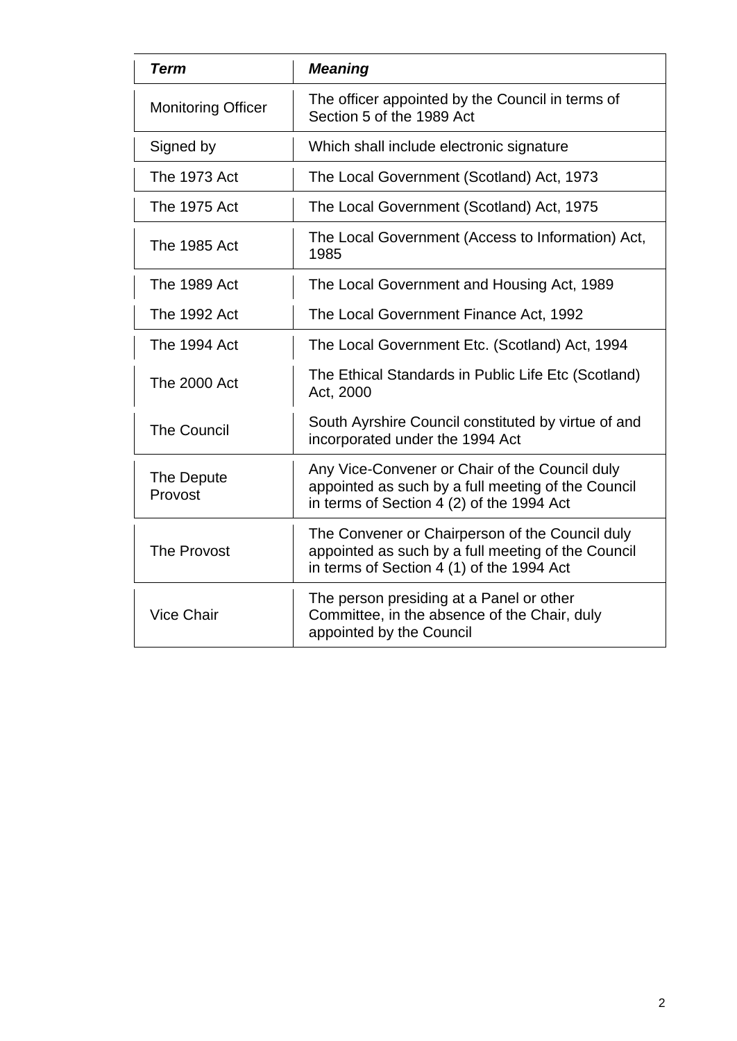| ***Term*** | ***Meaning*** |
|---|---|
| Monitoring Officer | The officer appointed by the Council in terms of Section 5 of the 1989 Act |
| Signed by | Which shall include electronic signature |
| The 1973 Act | The Local Government (Scotland) Act, 1973 |
| The 1975 Act | The Local Government (Scotland) Act, 1975 |
| The 1985 Act | The Local Government (Access to Information) Act, 1985 |
| The 1989 Act | The Local Government and Housing Act, 1989 |
| The 1992 Act | The Local Government Finance Act, 1992 |
| The 1994 Act | The Local Government Etc. (Scotland) Act, 1994 |
| The 2000 Act | The Ethical Standards in Public Life Etc (Scotland) Act, 2000 |
| The Council | South Ayrshire Council constituted by virtue of and incorporated under the 1994 Act |
| The Depute Provost | Any Vice-Convener or Chair of the Council duly appointed as such by a full meeting of the Council in terms of Section 4 (2) of the 1994 Act |
| The Provost | The Convener or Chairperson of the Council duly appointed as such by a full meeting of the Council in terms of Section 4 (1) of the 1994 Act |
| Vice Chair | The person presiding at a Panel or other Committee, in the absence of the Chair, duly appointed by the Council |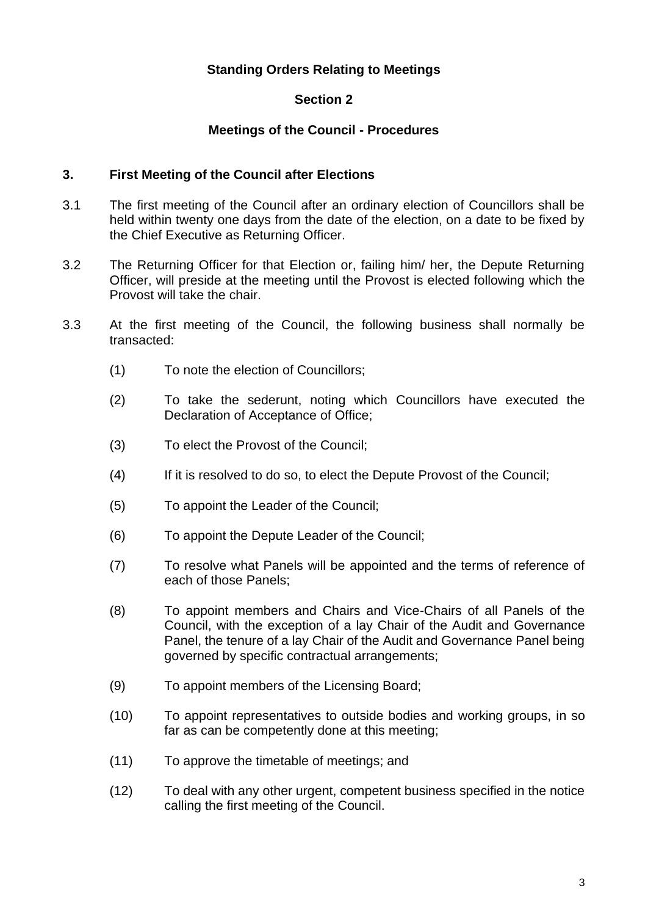## Standing Orders Relating to Meetings

## Section 2

## Meetings of the Council - Procedures

### 3. First Meeting of the Council after Elections

3.1 The first meeting of the Council after an ordinary election of Councillors shall be held within twenty one days from the date of the election, on a date to be fixed by the Chief Executive as Returning Officer.

3.2 The Returning Officer for that Election or, failing him/ her, the Depute Returning Officer, will preside at the meeting until the Provost is elected following which the Provost will take the chair.

3.3 At the first meeting of the Council, the following business shall normally be transacted:

(1) To note the election of Councillors;

(2) To take the sederunt, noting which Councillors have executed the Declaration of Acceptance of Office;

(3) To elect the Provost of the Council;

(4) If it is resolved to do so, to elect the Depute Provost of the Council;

(5) To appoint the Leader of the Council;

(6) To appoint the Depute Leader of the Council;

(7) To resolve what Panels will be appointed and the terms of reference of each of those Panels;

(8) To appoint members and Chairs and Vice-Chairs of all Panels of the Council, with the exception of a lay Chair of the Audit and Governance Panel, the tenure of a lay Chair of the Audit and Governance Panel being governed by specific contractual arrangements;

(9) To appoint members of the Licensing Board;

(10) To appoint representatives to outside bodies and working groups, in so far as can be competently done at this meeting;

(11) To approve the timetable of meetings; and

(12) To deal with any other urgent, competent business specified in the notice calling the first meeting of the Council.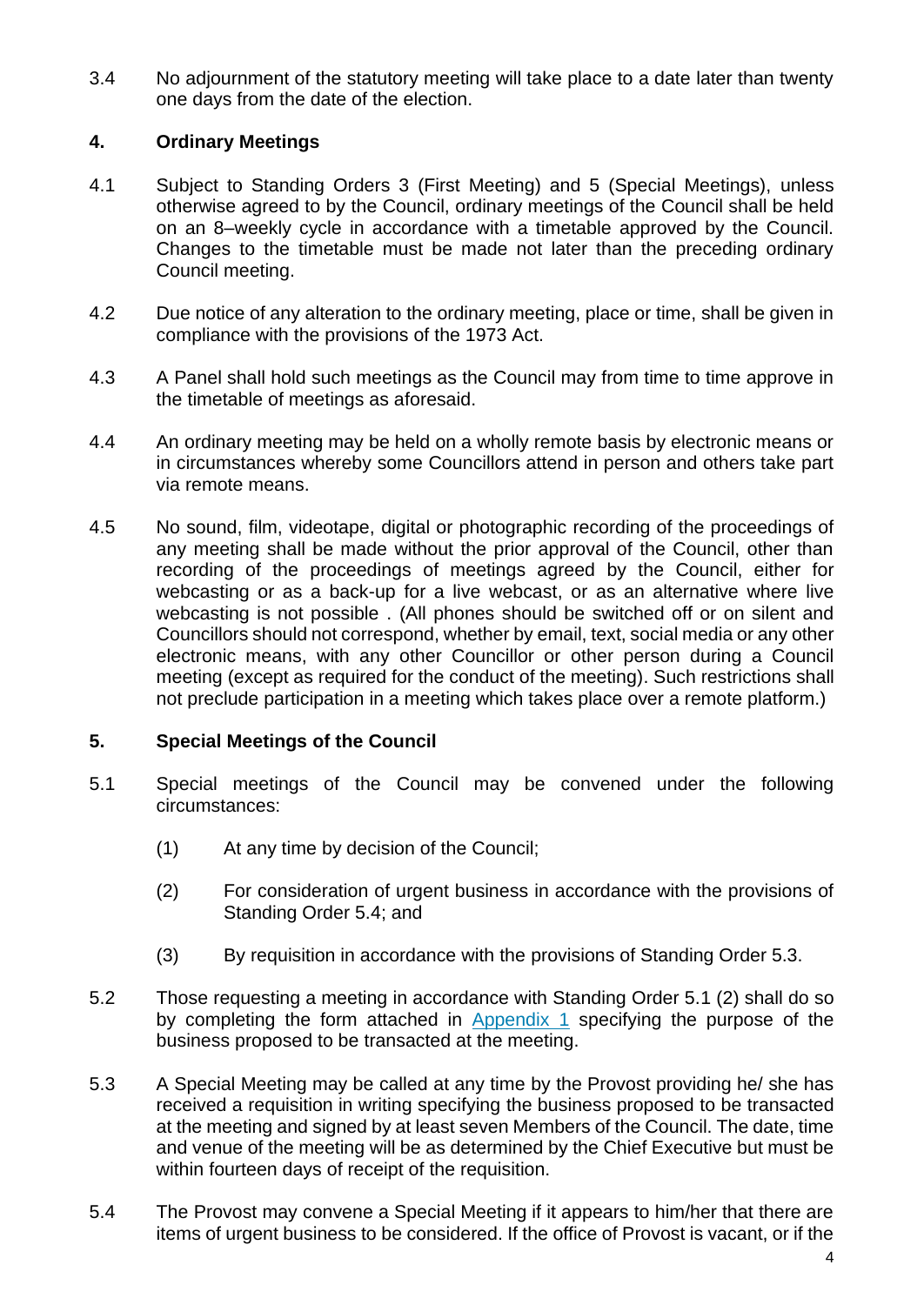3.4 No adjournment of the statutory meeting will take place to a date later than twenty one days from the date of the election.

## 4. Ordinary Meetings

4.1 Subject to Standing Orders 3 (First Meeting) and 5 (Special Meetings), unless otherwise agreed to by the Council, ordinary meetings of the Council shall be held on an 8–weekly cycle in accordance with a timetable approved by the Council. Changes to the timetable must be made not later than the preceding ordinary Council meeting.

4.2 Due notice of any alteration to the ordinary meeting, place or time, shall be given in compliance with the provisions of the 1973 Act.

4.3 A Panel shall hold such meetings as the Council may from time to time approve in the timetable of meetings as aforesaid.

4.4 An ordinary meeting may be held on a wholly remote basis by electronic means or in circumstances whereby some Councillors attend in person and others take part via remote means.

4.5 No sound, film, videotape, digital or photographic recording of the proceedings of any meeting shall be made without the prior approval of the Council, other than recording of the proceedings of meetings agreed by the Council, either for webcasting or as a back-up for a live webcast, or as an alternative where live webcasting is not possible . (All phones should be switched off or on silent and Councillors should not correspond, whether by email, text, social media or any other electronic means, with any other Councillor or other person during a Council meeting (except as required for the conduct of the meeting). Such restrictions shall not preclude participation in a meeting which takes place over a remote platform.)

## 5. Special Meetings of the Council

5.1 Special meetings of the Council may be convened under the following circumstances:

(1) At any time by decision of the Council;

(2) For consideration of urgent business in accordance with the provisions of Standing Order 5.4; and

(3) By requisition in accordance with the provisions of Standing Order 5.3.

5.2 Those requesting a meeting in accordance with Standing Order 5.1 (2) shall do so by completing the form attached in Appendix 1 specifying the purpose of the business proposed to be transacted at the meeting.

5.3 A Special Meeting may be called at any time by the Provost providing he/ she has received a requisition in writing specifying the business proposed to be transacted at the meeting and signed by at least seven Members of the Council. The date, time and venue of the meeting will be as determined by the Chief Executive but must be within fourteen days of receipt of the requisition.

5.4 The Provost may convene a Special Meeting if it appears to him/her that there are items of urgent business to be considered. If the office of Provost is vacant, or if the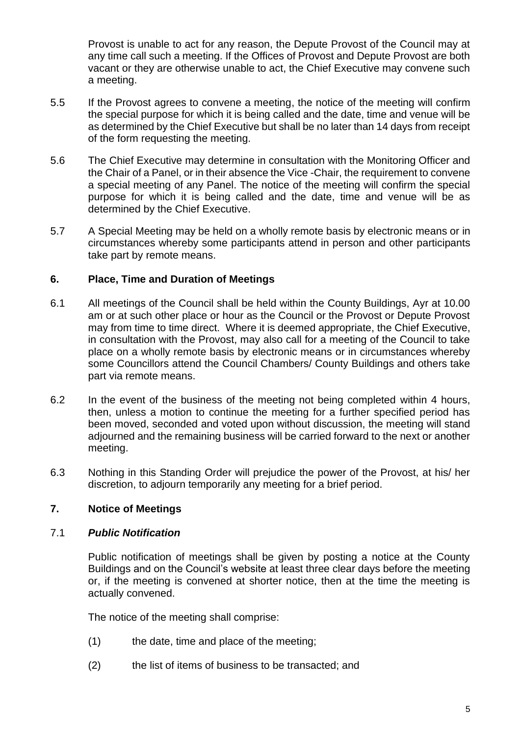Provost is unable to act for any reason, the Depute Provost of the Council may at any time call such a meeting. If the Offices of Provost and Depute Provost are both vacant or they are otherwise unable to act, the Chief Executive may convene such a meeting.

5.5 If the Provost agrees to convene a meeting, the notice of the meeting will confirm the special purpose for which it is being called and the date, time and venue will be as determined by the Chief Executive but shall be no later than 14 days from receipt of the form requesting the meeting.

5.6 The Chief Executive may determine in consultation with the Monitoring Officer and the Chair of a Panel, or in their absence the Vice -Chair, the requirement to convene a special meeting of any Panel. The notice of the meeting will confirm the special purpose for which it is being called and the date, time and venue will be as determined by the Chief Executive.

5.7 A Special Meeting may be held on a wholly remote basis by electronic means or in circumstances whereby some participants attend in person and other participants take part by remote means.

## 6. Place, Time and Duration of Meetings

6.1 All meetings of the Council shall be held within the County Buildings, Ayr at 10.00 am or at such other place or hour as the Council or the Provost or Depute Provost may from time to time direct. Where it is deemed appropriate, the Chief Executive, in consultation with the Provost, may also call for a meeting of the Council to take place on a wholly remote basis by electronic means or in circumstances whereby some Councillors attend the Council Chambers/ County Buildings and others take part via remote means.

6.2 In the event of the business of the meeting not being completed within 4 hours, then, unless a motion to continue the meeting for a further specified period has been moved, seconded and voted upon without discussion, the meeting will stand adjourned and the remaining business will be carried forward to the next or another meeting.

6.3 Nothing in this Standing Order will prejudice the power of the Provost, at his/ her discretion, to adjourn temporarily any meeting for a brief period.

## 7. Notice of Meetings

### 7.1 *Public Notification*

Public notification of meetings shall be given by posting a notice at the County Buildings and on the Council's website at least three clear days before the meeting or, if the meeting is convened at shorter notice, then at the time the meeting is actually convened.

The notice of the meeting shall comprise:

(1) the date, time and place of the meeting;

(2) the list of items of business to be transacted; and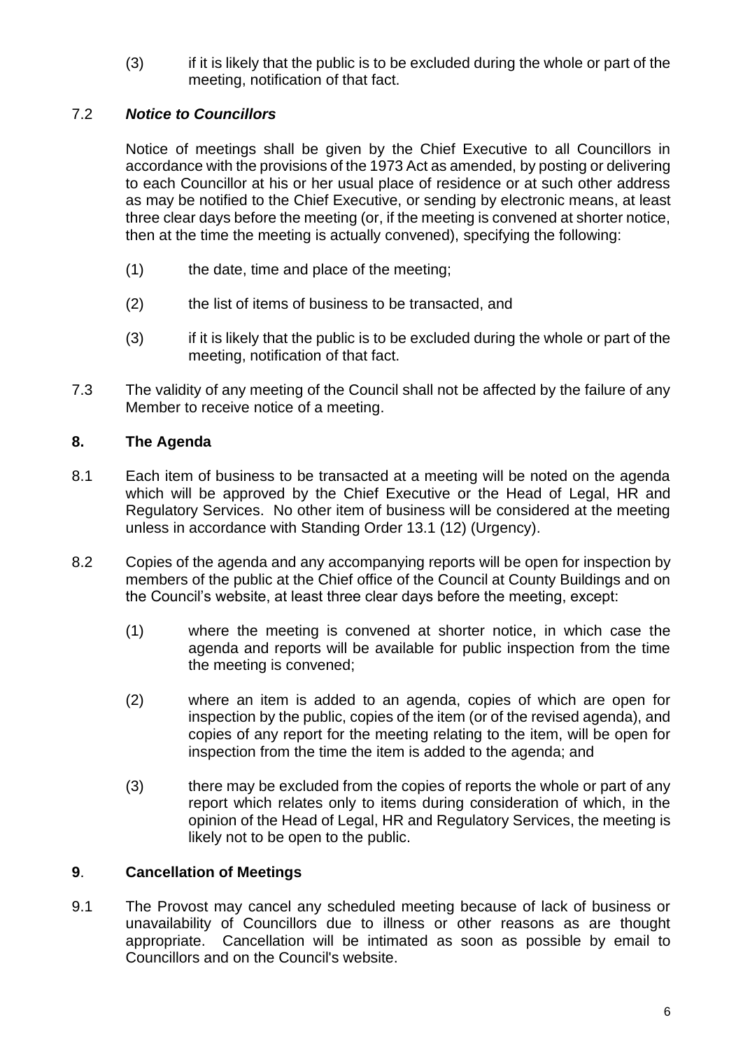(3) if it is likely that the public is to be excluded during the whole or part of the meeting, notification of that fact.

7.2 ***Notice to Councillors***

Notice of meetings shall be given by the Chief Executive to all Councillors in accordance with the provisions of the 1973 Act as amended, by posting or delivering to each Councillor at his or her usual place of residence or at such other address as may be notified to the Chief Executive, or sending by electronic means, at least three clear days before the meeting (or, if the meeting is convened at shorter notice, then at the time the meeting is actually convened), specifying the following:

(1) the date, time and place of the meeting;

(2) the list of items of business to be transacted, and

(3) if it is likely that the public is to be excluded during the whole or part of the meeting, notification of that fact.

7.3 The validity of any meeting of the Council shall not be affected by the failure of any Member to receive notice of a meeting.

## 8. The Agenda

8.1 Each item of business to be transacted at a meeting will be noted on the agenda which will be approved by the Chief Executive or the Head of Legal, HR and Regulatory Services. No other item of business will be considered at the meeting unless in accordance with Standing Order 13.1 (12) (Urgency).

8.2 Copies of the agenda and any accompanying reports will be open for inspection by members of the public at the Chief office of the Council at County Buildings and on the Council's website, at least three clear days before the meeting, except:

(1) where the meeting is convened at shorter notice, in which case the agenda and reports will be available for public inspection from the time the meeting is convened;

(2) where an item is added to an agenda, copies of which are open for inspection by the public, copies of the item (or of the revised agenda), and copies of any report for the meeting relating to the item, will be open for inspection from the time the item is added to the agenda; and

(3) there may be excluded from the copies of reports the whole or part of any report which relates only to items during consideration of which, in the opinion of the Head of Legal, HR and Regulatory Services, the meeting is likely not to be open to the public.

## 9. Cancellation of Meetings

9.1 The Provost may cancel any scheduled meeting because of lack of business or unavailability of Councillors due to illness or other reasons as are thought appropriate. Cancellation will be intimated as soon as possible by email to Councillors and on the Council's website.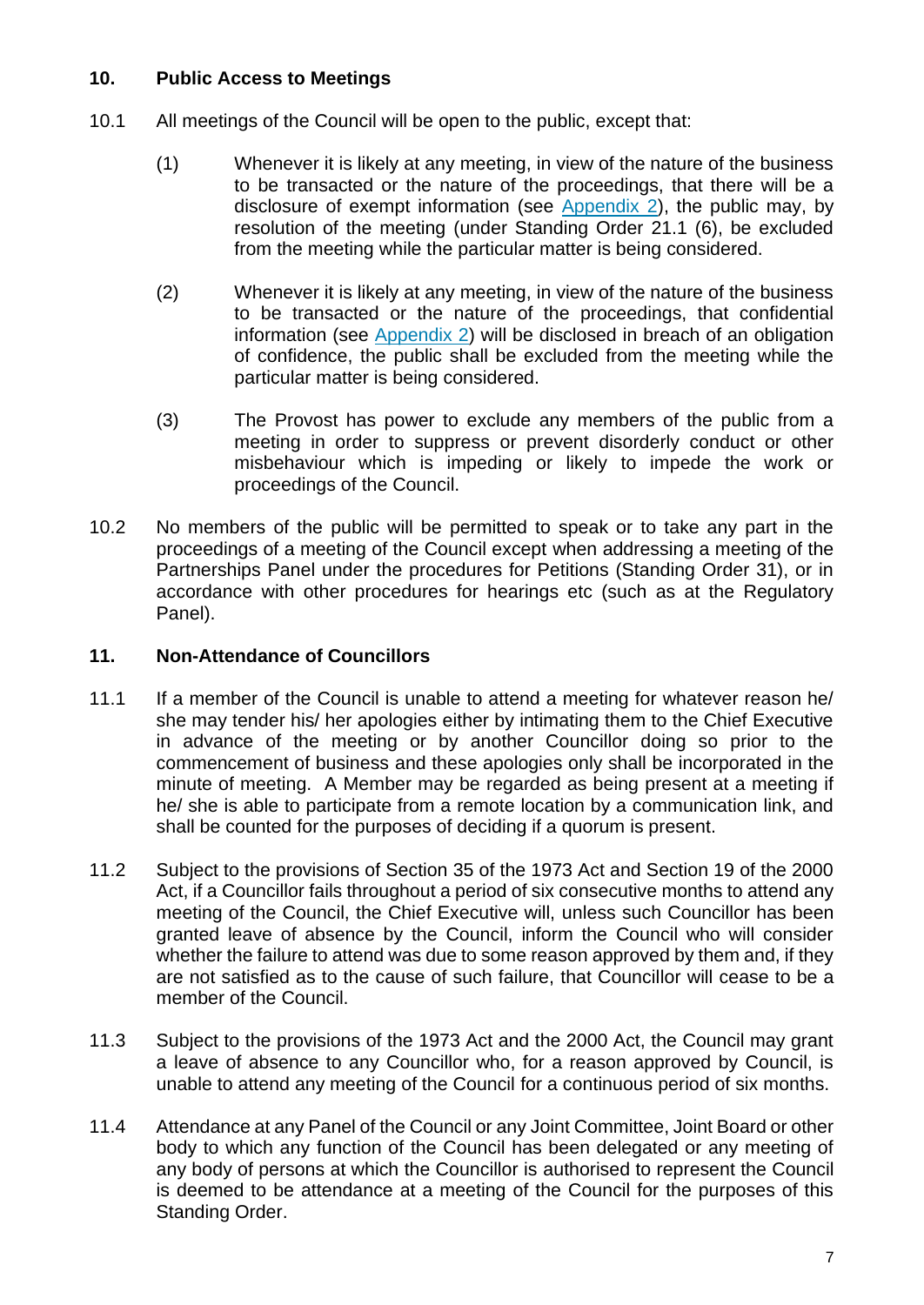## 10. Public Access to Meetings

10.1 All meetings of the Council will be open to the public, except that:

(1) Whenever it is likely at any meeting, in view of the nature of the business to be transacted or the nature of the proceedings, that there will be a disclosure of exempt information (see Appendix 2), the public may, by resolution of the meeting (under Standing Order 21.1 (6), be excluded from the meeting while the particular matter is being considered.

(2) Whenever it is likely at any meeting, in view of the nature of the business to be transacted or the nature of the proceedings, that confidential information (see Appendix 2) will be disclosed in breach of an obligation of confidence, the public shall be excluded from the meeting while the particular matter is being considered.

(3) The Provost has power to exclude any members of the public from a meeting in order to suppress or prevent disorderly conduct or other misbehaviour which is impeding or likely to impede the work or proceedings of the Council.

10.2 No members of the public will be permitted to speak or to take any part in the proceedings of a meeting of the Council except when addressing a meeting of the Partnerships Panel under the procedures for Petitions (Standing Order 31), or in accordance with other procedures for hearings etc (such as at the Regulatory Panel).

## 11. Non-Attendance of Councillors

11.1 If a member of the Council is unable to attend a meeting for whatever reason he/ she may tender his/ her apologies either by intimating them to the Chief Executive in advance of the meeting or by another Councillor doing so prior to the commencement of business and these apologies only shall be incorporated in the minute of meeting. A Member may be regarded as being present at a meeting if he/ she is able to participate from a remote location by a communication link, and shall be counted for the purposes of deciding if a quorum is present.

11.2 Subject to the provisions of Section 35 of the 1973 Act and Section 19 of the 2000 Act, if a Councillor fails throughout a period of six consecutive months to attend any meeting of the Council, the Chief Executive will, unless such Councillor has been granted leave of absence by the Council, inform the Council who will consider whether the failure to attend was due to some reason approved by them and, if they are not satisfied as to the cause of such failure, that Councillor will cease to be a member of the Council.

11.3 Subject to the provisions of the 1973 Act and the 2000 Act, the Council may grant a leave of absence to any Councillor who, for a reason approved by Council, is unable to attend any meeting of the Council for a continuous period of six months.

11.4 Attendance at any Panel of the Council or any Joint Committee, Joint Board or other body to which any function of the Council has been delegated or any meeting of any body of persons at which the Councillor is authorised to represent the Council is deemed to be attendance at a meeting of the Council for the purposes of this Standing Order.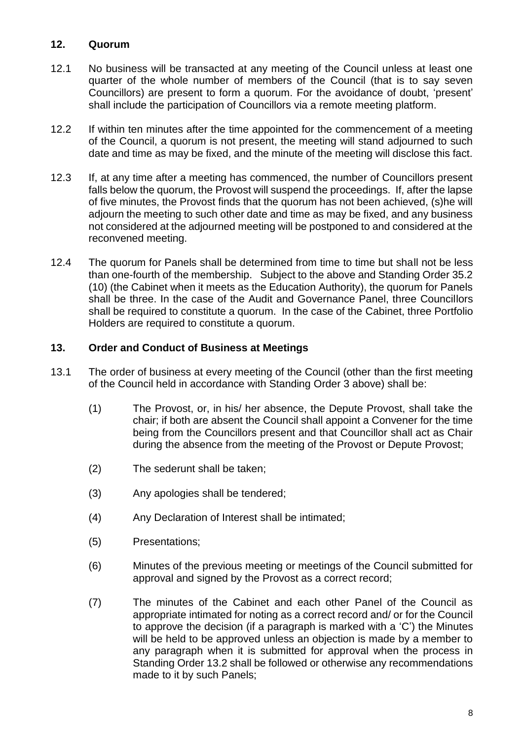## 12. Quorum

12.1 No business will be transacted at any meeting of the Council unless at least one quarter of the whole number of members of the Council (that is to say seven Councillors) are present to form a quorum. For the avoidance of doubt, 'present' shall include the participation of Councillors via a remote meeting platform.

12.2 If within ten minutes after the time appointed for the commencement of a meeting of the Council, a quorum is not present, the meeting will stand adjourned to such date and time as may be fixed, and the minute of the meeting will disclose this fact.

12.3 If, at any time after a meeting has commenced, the number of Councillors present falls below the quorum, the Provost will suspend the proceedings. If, after the lapse of five minutes, the Provost finds that the quorum has not been achieved, (s)he will adjourn the meeting to such other date and time as may be fixed, and any business not considered at the adjourned meeting will be postponed to and considered at the reconvened meeting.

12.4 The quorum for Panels shall be determined from time to time but shall not be less than one-fourth of the membership. Subject to the above and Standing Order 35.2 (10) (the Cabinet when it meets as the Education Authority), the quorum for Panels shall be three. In the case of the Audit and Governance Panel, three Councillors shall be required to constitute a quorum. In the case of the Cabinet, three Portfolio Holders are required to constitute a quorum.

## 13. Order and Conduct of Business at Meetings

13.1 The order of business at every meeting of the Council (other than the first meeting of the Council held in accordance with Standing Order 3 above) shall be:

(1) The Provost, or, in his/ her absence, the Depute Provost, shall take the chair; if both are absent the Council shall appoint a Convener for the time being from the Councillors present and that Councillor shall act as Chair during the absence from the meeting of the Provost or Depute Provost;

(2) The sederunt shall be taken;

(3) Any apologies shall be tendered;

(4) Any Declaration of Interest shall be intimated;

(5) Presentations;

(6) Minutes of the previous meeting or meetings of the Council submitted for approval and signed by the Provost as a correct record;

(7) The minutes of the Cabinet and each other Panel of the Council as appropriate intimated for noting as a correct record and/ or for the Council to approve the decision (if a paragraph is marked with a 'C') the Minutes will be held to be approved unless an objection is made by a member to any paragraph when it is submitted for approval when the process in Standing Order 13.2 shall be followed or otherwise any recommendations made to it by such Panels;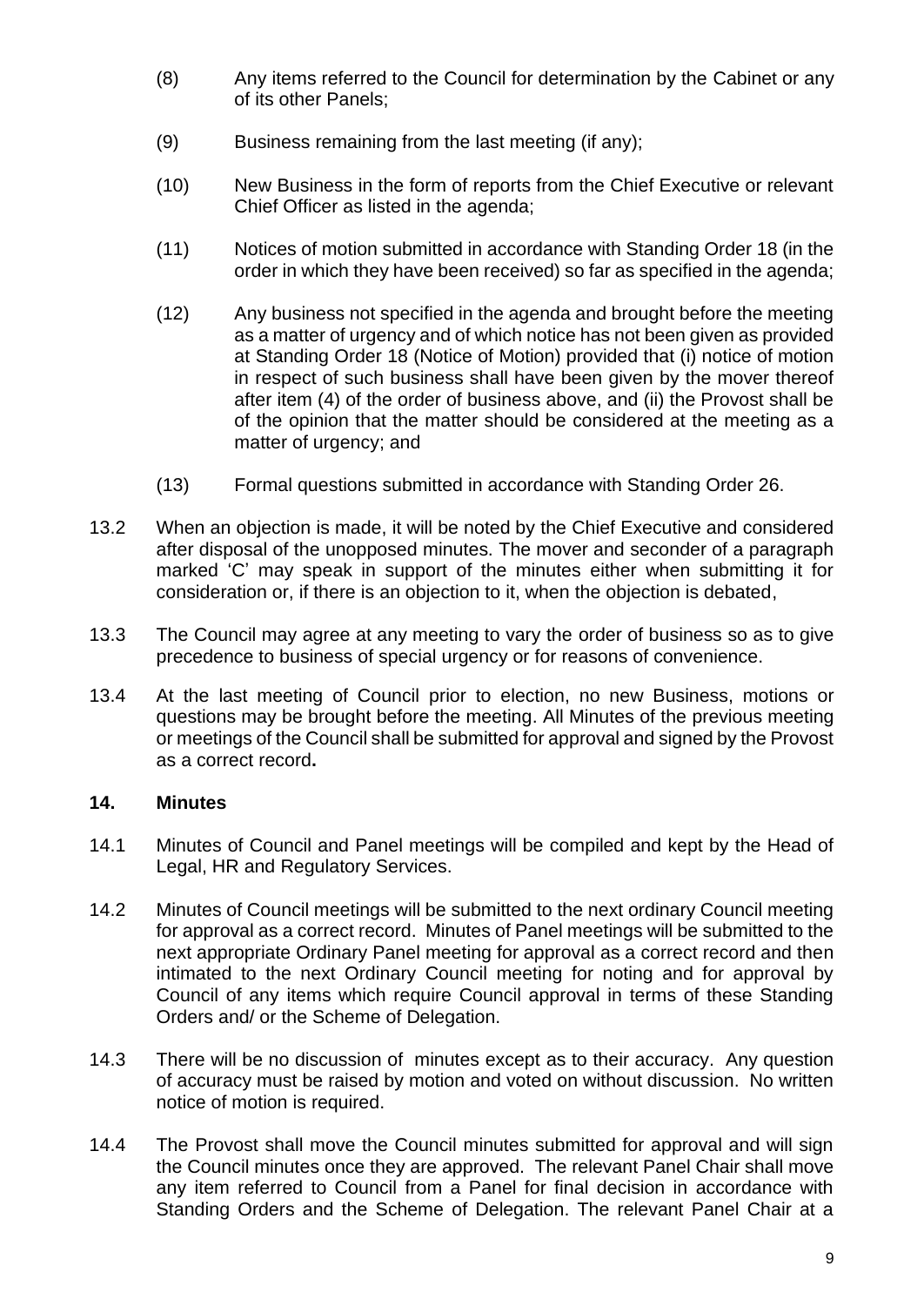(8) Any items referred to the Council for determination by the Cabinet or any of its other Panels;

(9) Business remaining from the last meeting (if any);

(10) New Business in the form of reports from the Chief Executive or relevant Chief Officer as listed in the agenda;

(11) Notices of motion submitted in accordance with Standing Order 18 (in the order in which they have been received) so far as specified in the agenda;

(12) Any business not specified in the agenda and brought before the meeting as a matter of urgency and of which notice has not been given as provided at Standing Order 18 (Notice of Motion) provided that (i) notice of motion in respect of such business shall have been given by the mover thereof after item (4) of the order of business above, and (ii) the Provost shall be of the opinion that the matter should be considered at the meeting as a matter of urgency; and

(13) Formal questions submitted in accordance with Standing Order 26.

13.2 When an objection is made, it will be noted by the Chief Executive and considered after disposal of the unopposed minutes. The mover and seconder of a paragraph marked 'C' may speak in support of the minutes either when submitting it for consideration or, if there is an objection to it, when the objection is debated,

13.3 The Council may agree at any meeting to vary the order of business so as to give precedence to business of special urgency or for reasons of convenience.

13.4 At the last meeting of Council prior to election, no new Business, motions or questions may be brought before the meeting. All Minutes of the previous meeting or meetings of the Council shall be submitted for approval and signed by the Provost as a correct record**.**

## 14. Minutes

14.1 Minutes of Council and Panel meetings will be compiled and kept by the Head of Legal, HR and Regulatory Services.

14.2 Minutes of Council meetings will be submitted to the next ordinary Council meeting for approval as a correct record. Minutes of Panel meetings will be submitted to the next appropriate Ordinary Panel meeting for approval as a correct record and then intimated to the next Ordinary Council meeting for noting and for approval by Council of any items which require Council approval in terms of these Standing Orders and/ or the Scheme of Delegation.

14.3 There will be no discussion of minutes except as to their accuracy. Any question of accuracy must be raised by motion and voted on without discussion. No written notice of motion is required.

14.4 The Provost shall move the Council minutes submitted for approval and will sign the Council minutes once they are approved. The relevant Panel Chair shall move any item referred to Council from a Panel for final decision in accordance with Standing Orders and the Scheme of Delegation. The relevant Panel Chair at a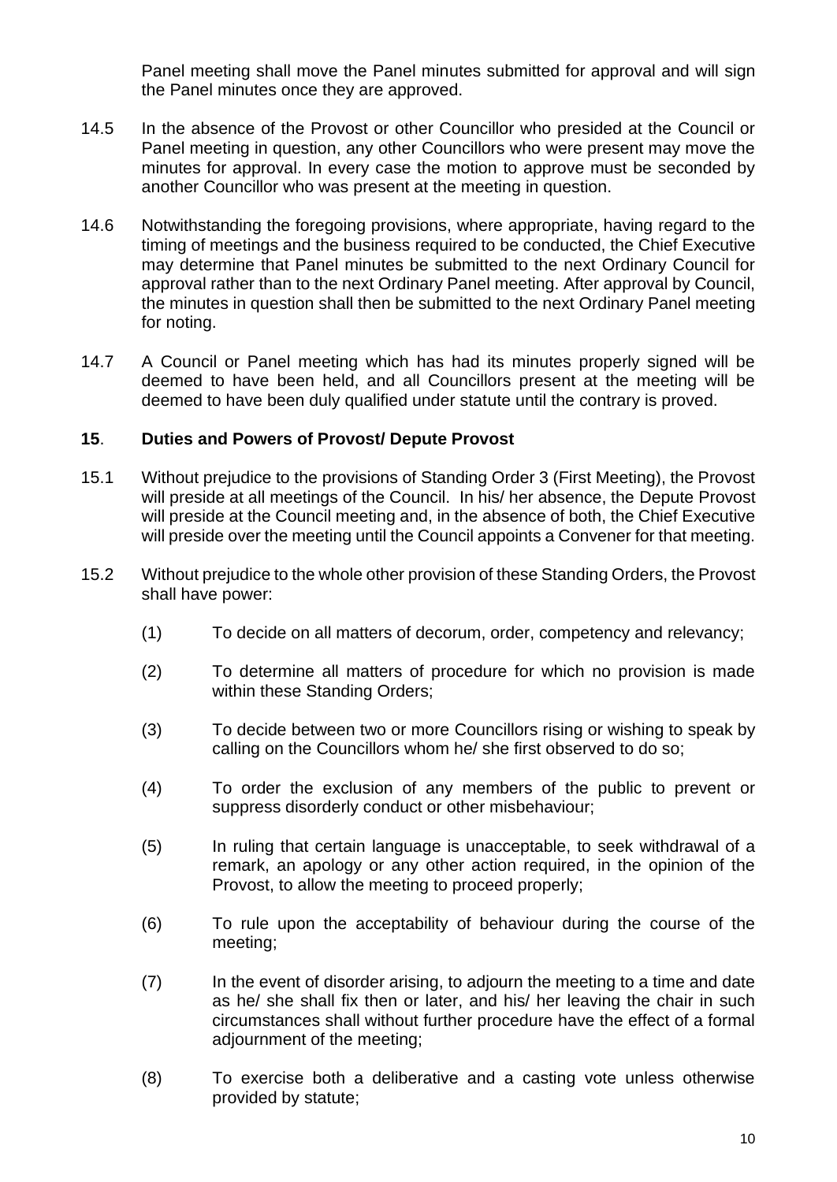Panel meeting shall move the Panel minutes submitted for approval and will sign the Panel minutes once they are approved.

14.5 In the absence of the Provost or other Councillor who presided at the Council or Panel meeting in question, any other Councillors who were present may move the minutes for approval. In every case the motion to approve must be seconded by another Councillor who was present at the meeting in question.

14.6 Notwithstanding the foregoing provisions, where appropriate, having regard to the timing of meetings and the business required to be conducted, the Chief Executive may determine that Panel minutes be submitted to the next Ordinary Council for approval rather than to the next Ordinary Panel meeting. After approval by Council, the minutes in question shall then be submitted to the next Ordinary Panel meeting for noting.

14.7 A Council or Panel meeting which has had its minutes properly signed will be deemed to have been held, and all Councillors present at the meeting will be deemed to have been duly qualified under statute until the contrary is proved.

## **15**. **Duties and Powers of Provost/ Depute Provost**

15.1 Without prejudice to the provisions of Standing Order 3 (First Meeting), the Provost will preside at all meetings of the Council. In his/ her absence, the Depute Provost will preside at the Council meeting and, in the absence of both, the Chief Executive will preside over the meeting until the Council appoints a Convener for that meeting.

15.2 Without prejudice to the whole other provision of these Standing Orders, the Provost shall have power:

(1) To decide on all matters of decorum, order, competency and relevancy;

(2) To determine all matters of procedure for which no provision is made within these Standing Orders;

(3) To decide between two or more Councillors rising or wishing to speak by calling on the Councillors whom he/ she first observed to do so;

(4) To order the exclusion of any members of the public to prevent or suppress disorderly conduct or other misbehaviour;

(5) In ruling that certain language is unacceptable, to seek withdrawal of a remark, an apology or any other action required, in the opinion of the Provost, to allow the meeting to proceed properly;

(6) To rule upon the acceptability of behaviour during the course of the meeting;

(7) In the event of disorder arising, to adjourn the meeting to a time and date as he/ she shall fix then or later, and his/ her leaving the chair in such circumstances shall without further procedure have the effect of a formal adjournment of the meeting;

(8) To exercise both a deliberative and a casting vote unless otherwise provided by statute;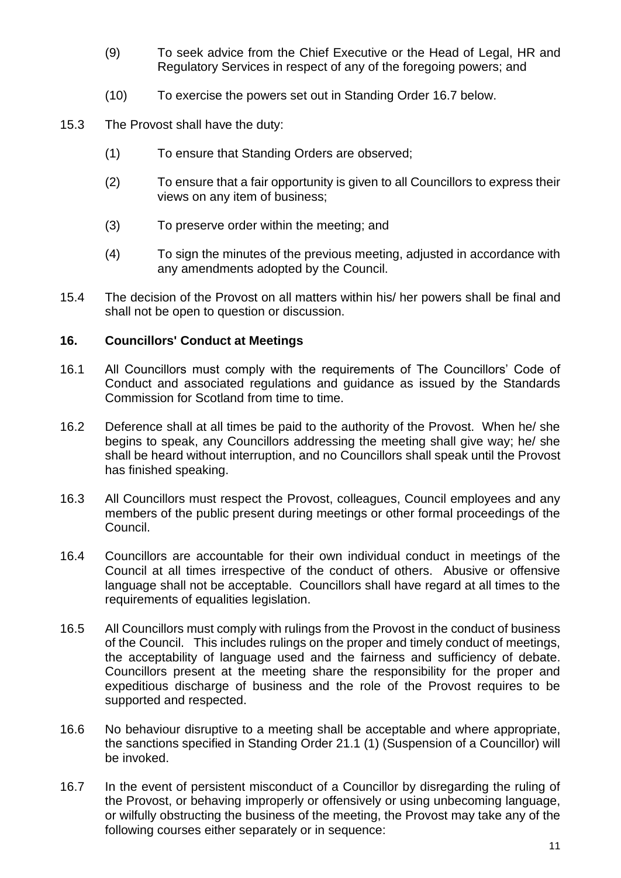(9) To seek advice from the Chief Executive or the Head of Legal, HR and Regulatory Services in respect of any of the foregoing powers; and

(10) To exercise the powers set out in Standing Order 16.7 below.

15.3 The Provost shall have the duty:

(1) To ensure that Standing Orders are observed;

(2) To ensure that a fair opportunity is given to all Councillors to express their views on any item of business;

(3) To preserve order within the meeting; and

(4) To sign the minutes of the previous meeting, adjusted in accordance with any amendments adopted by the Council.

15.4 The decision of the Provost on all matters within his/ her powers shall be final and shall not be open to question or discussion.

## 16. Councillors' Conduct at Meetings

16.1 All Councillors must comply with the requirements of The Councillors' Code of Conduct and associated regulations and guidance as issued by the Standards Commission for Scotland from time to time.

16.2 Deference shall at all times be paid to the authority of the Provost. When he/ she begins to speak, any Councillors addressing the meeting shall give way; he/ she shall be heard without interruption, and no Councillors shall speak until the Provost has finished speaking.

16.3 All Councillors must respect the Provost, colleagues, Council employees and any members of the public present during meetings or other formal proceedings of the Council.

16.4 Councillors are accountable for their own individual conduct in meetings of the Council at all times irrespective of the conduct of others. Abusive or offensive language shall not be acceptable. Councillors shall have regard at all times to the requirements of equalities legislation.

16.5 All Councillors must comply with rulings from the Provost in the conduct of business of the Council. This includes rulings on the proper and timely conduct of meetings, the acceptability of language used and the fairness and sufficiency of debate. Councillors present at the meeting share the responsibility for the proper and expeditious discharge of business and the role of the Provost requires to be supported and respected.

16.6 No behaviour disruptive to a meeting shall be acceptable and where appropriate, the sanctions specified in Standing Order 21.1 (1) (Suspension of a Councillor) will be invoked.

16.7 In the event of persistent misconduct of a Councillor by disregarding the ruling of the Provost, or behaving improperly or offensively or using unbecoming language, or wilfully obstructing the business of the meeting, the Provost may take any of the following courses either separately or in sequence: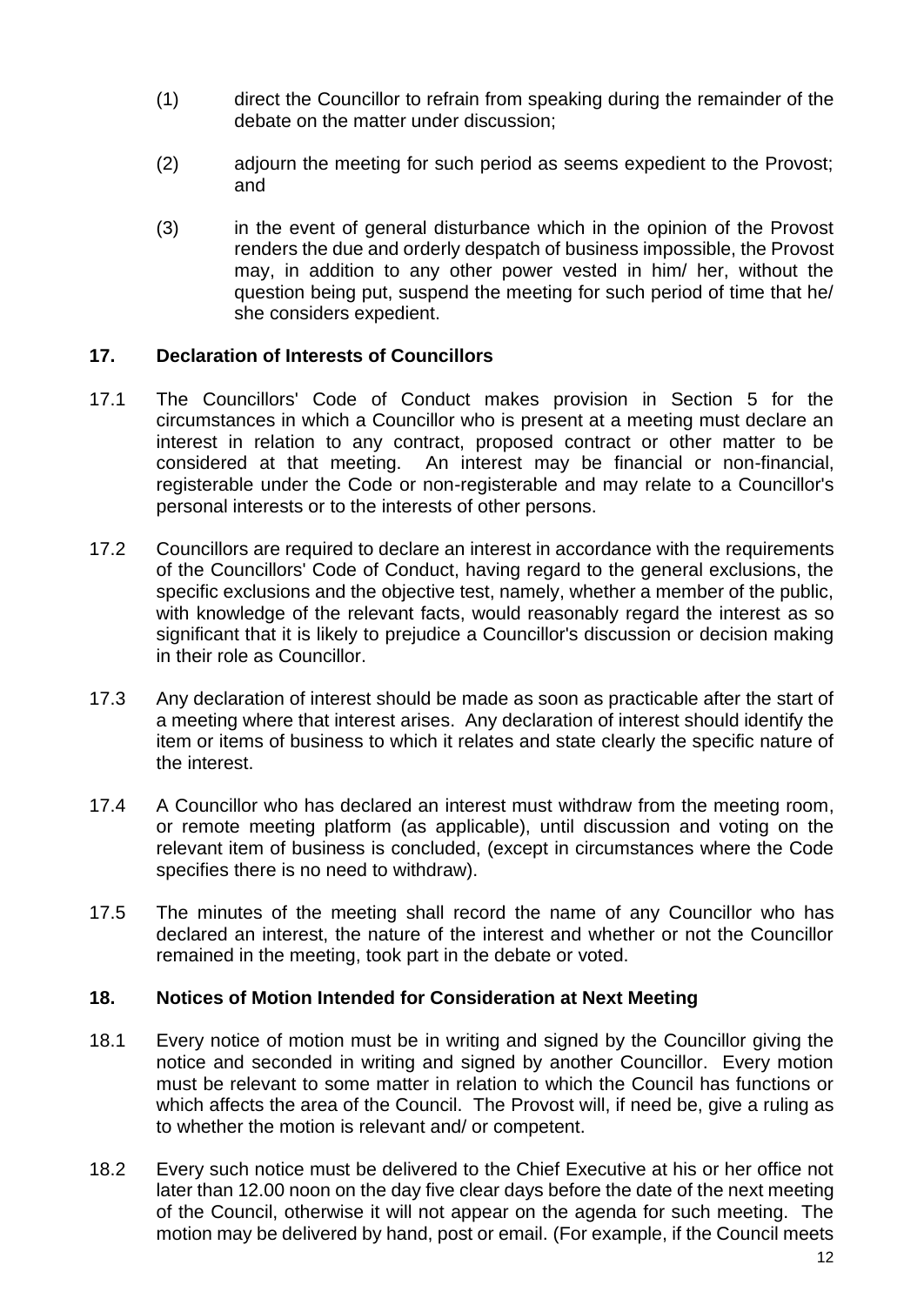(1) direct the Councillor to refrain from speaking during the remainder of the debate on the matter under discussion;

(2) adjourn the meeting for such period as seems expedient to the Provost; and

(3) in the event of general disturbance which in the opinion of the Provost renders the due and orderly despatch of business impossible, the Provost may, in addition to any other power vested in him/ her, without the question being put, suspend the meeting for such period of time that he/ she considers expedient.

## 17. Declaration of Interests of Councillors

17.1 The Councillors' Code of Conduct makes provision in Section 5 for the circumstances in which a Councillor who is present at a meeting must declare an interest in relation to any contract, proposed contract or other matter to be considered at that meeting. An interest may be financial or non-financial, registerable under the Code or non-registerable and may relate to a Councillor's personal interests or to the interests of other persons.

17.2 Councillors are required to declare an interest in accordance with the requirements of the Councillors' Code of Conduct, having regard to the general exclusions, the specific exclusions and the objective test, namely, whether a member of the public, with knowledge of the relevant facts, would reasonably regard the interest as so significant that it is likely to prejudice a Councillor's discussion or decision making in their role as Councillor.

17.3 Any declaration of interest should be made as soon as practicable after the start of a meeting where that interest arises. Any declaration of interest should identify the item or items of business to which it relates and state clearly the specific nature of the interest.

17.4 A Councillor who has declared an interest must withdraw from the meeting room, or remote meeting platform (as applicable), until discussion and voting on the relevant item of business is concluded, (except in circumstances where the Code specifies there is no need to withdraw).

17.5 The minutes of the meeting shall record the name of any Councillor who has declared an interest, the nature of the interest and whether or not the Councillor remained in the meeting, took part in the debate or voted.

## 18. Notices of Motion Intended for Consideration at Next Meeting

18.1 Every notice of motion must be in writing and signed by the Councillor giving the notice and seconded in writing and signed by another Councillor. Every motion must be relevant to some matter in relation to which the Council has functions or which affects the area of the Council. The Provost will, if need be, give a ruling as to whether the motion is relevant and/ or competent.

18.2 Every such notice must be delivered to the Chief Executive at his or her office not later than 12.00 noon on the day five clear days before the date of the next meeting of the Council, otherwise it will not appear on the agenda for such meeting. The motion may be delivered by hand, post or email. (For example, if the Council meets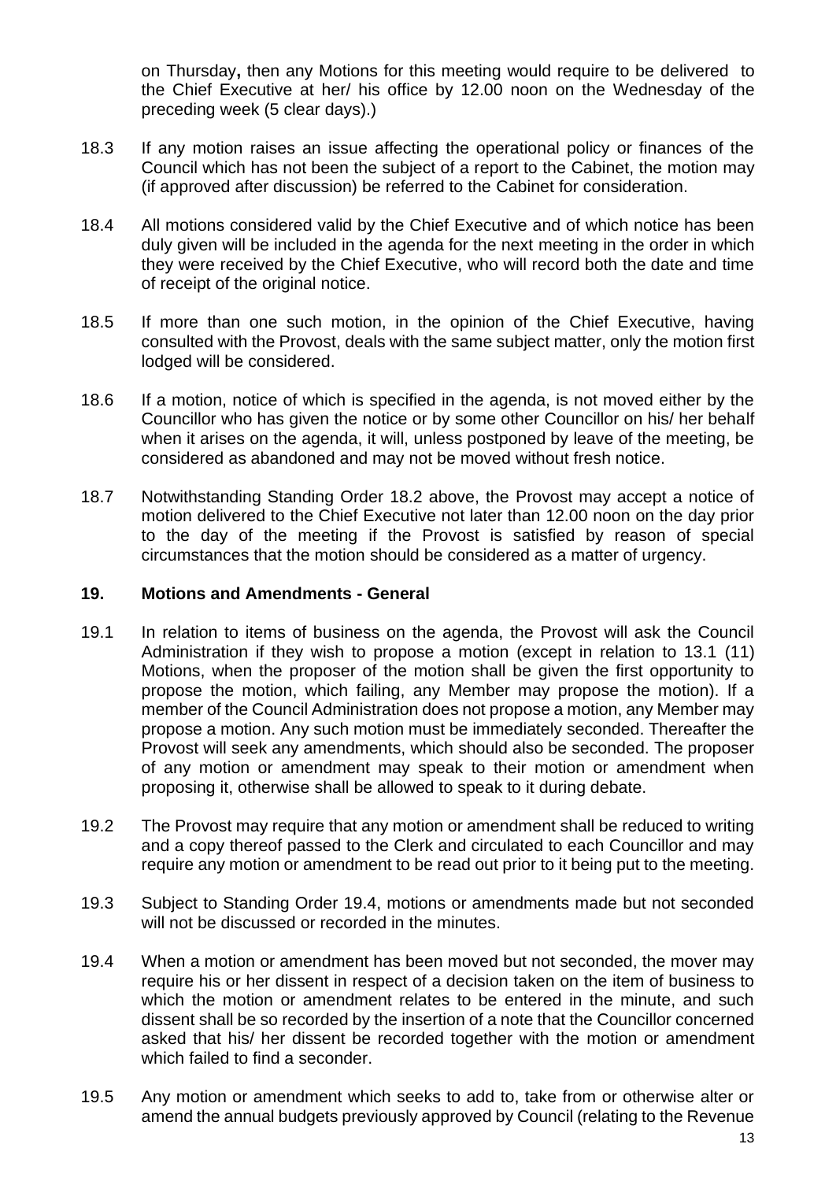on Thursday**,** then any Motions for this meeting would require to be delivered to the Chief Executive at her/ his office by 12.00 noon on the Wednesday of the preceding week (5 clear days).)

18.3 If any motion raises an issue affecting the operational policy or finances of the Council which has not been the subject of a report to the Cabinet, the motion may (if approved after discussion) be referred to the Cabinet for consideration.

18.4 All motions considered valid by the Chief Executive and of which notice has been duly given will be included in the agenda for the next meeting in the order in which they were received by the Chief Executive, who will record both the date and time of receipt of the original notice.

18.5 If more than one such motion, in the opinion of the Chief Executive, having consulted with the Provost, deals with the same subject matter, only the motion first lodged will be considered.

18.6 If a motion, notice of which is specified in the agenda, is not moved either by the Councillor who has given the notice or by some other Councillor on his/ her behalf when it arises on the agenda, it will, unless postponed by leave of the meeting, be considered as abandoned and may not be moved without fresh notice.

18.7 Notwithstanding Standing Order 18.2 above, the Provost may accept a notice of motion delivered to the Chief Executive not later than 12.00 noon on the day prior to the day of the meeting if the Provost is satisfied by reason of special circumstances that the motion should be considered as a matter of urgency.

## 19. Motions and Amendments - General

19.1 In relation to items of business on the agenda, the Provost will ask the Council Administration if they wish to propose a motion (except in relation to 13.1 (11) Motions, when the proposer of the motion shall be given the first opportunity to propose the motion, which failing, any Member may propose the motion). If a member of the Council Administration does not propose a motion, any Member may propose a motion. Any such motion must be immediately seconded. Thereafter the Provost will seek any amendments, which should also be seconded. The proposer of any motion or amendment may speak to their motion or amendment when proposing it, otherwise shall be allowed to speak to it during debate.

19.2 The Provost may require that any motion or amendment shall be reduced to writing and a copy thereof passed to the Clerk and circulated to each Councillor and may require any motion or amendment to be read out prior to it being put to the meeting.

19.3 Subject to Standing Order 19.4, motions or amendments made but not seconded will not be discussed or recorded in the minutes.

19.4 When a motion or amendment has been moved but not seconded, the mover may require his or her dissent in respect of a decision taken on the item of business to which the motion or amendment relates to be entered in the minute, and such dissent shall be so recorded by the insertion of a note that the Councillor concerned asked that his/ her dissent be recorded together with the motion or amendment which failed to find a seconder.

19.5 Any motion or amendment which seeks to add to, take from or otherwise alter or amend the annual budgets previously approved by Council (relating to the Revenue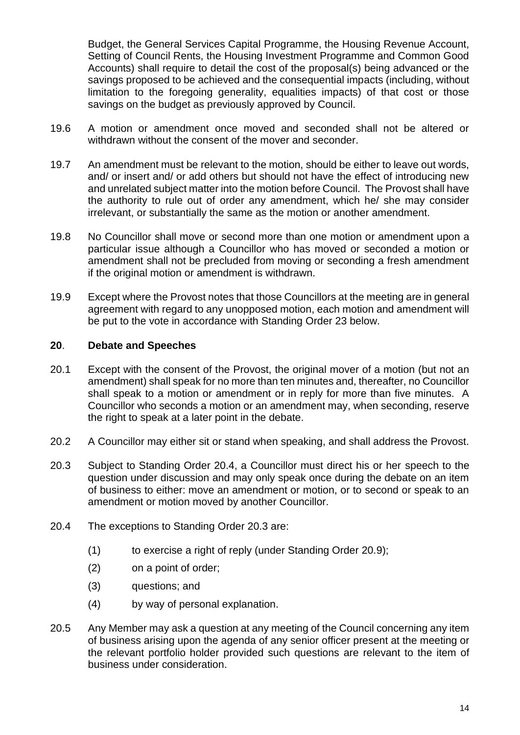Budget, the General Services Capital Programme, the Housing Revenue Account, Setting of Council Rents, the Housing Investment Programme and Common Good Accounts) shall require to detail the cost of the proposal(s) being advanced or the savings proposed to be achieved and the consequential impacts (including, without limitation to the foregoing generality, equalities impacts) of that cost or those savings on the budget as previously approved by Council.

19.6 A motion or amendment once moved and seconded shall not be altered or withdrawn without the consent of the mover and seconder.

19.7 An amendment must be relevant to the motion, should be either to leave out words, and/ or insert and/ or add others but should not have the effect of introducing new and unrelated subject matter into the motion before Council. The Provost shall have the authority to rule out of order any amendment, which he/ she may consider irrelevant, or substantially the same as the motion or another amendment.

19.8 No Councillor shall move or second more than one motion or amendment upon a particular issue although a Councillor who has moved or seconded a motion or amendment shall not be precluded from moving or seconding a fresh amendment if the original motion or amendment is withdrawn.

19.9 Except where the Provost notes that those Councillors at the meeting are in general agreement with regard to any unopposed motion, each motion and amendment will be put to the vote in accordance with Standing Order 23 below.

## 20. Debate and Speeches

20.1 Except with the consent of the Provost, the original mover of a motion (but not an amendment) shall speak for no more than ten minutes and, thereafter, no Councillor shall speak to a motion or amendment or in reply for more than five minutes. A Councillor who seconds a motion or an amendment may, when seconding, reserve the right to speak at a later point in the debate.

20.2 A Councillor may either sit or stand when speaking, and shall address the Provost.

20.3 Subject to Standing Order 20.4, a Councillor must direct his or her speech to the question under discussion and may only speak once during the debate on an item of business to either: move an amendment or motion, or to second or speak to an amendment or motion moved by another Councillor.

20.4 The exceptions to Standing Order 20.3 are:

(1) to exercise a right of reply (under Standing Order 20.9);

(2) on a point of order;

(3) questions; and

(4) by way of personal explanation.

20.5 Any Member may ask a question at any meeting of the Council concerning any item of business arising upon the agenda of any senior officer present at the meeting or the relevant portfolio holder provided such questions are relevant to the item of business under consideration.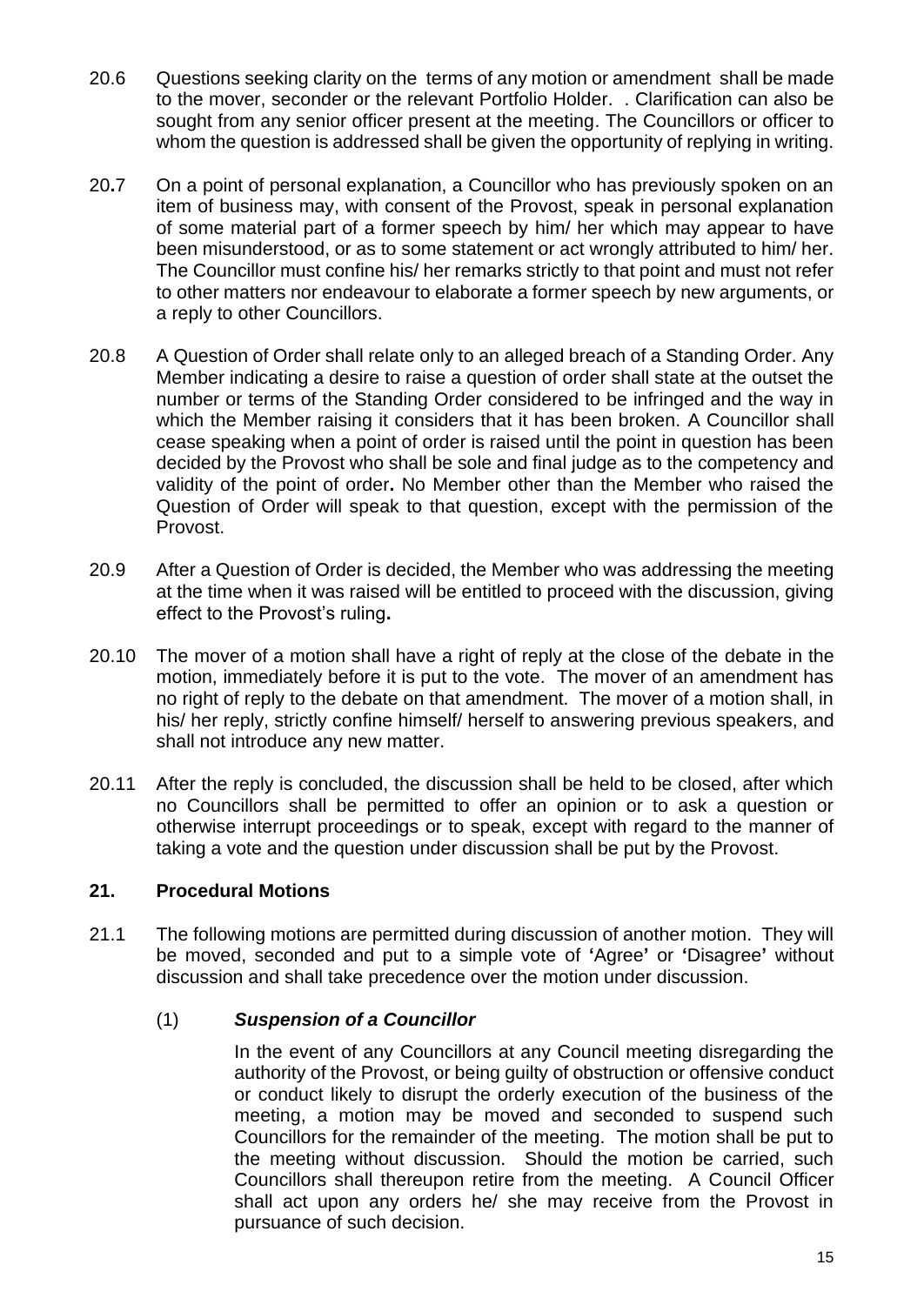20.6 Questions seeking clarity on the terms of any motion or amendment shall be made to the mover, seconder or the relevant Portfolio Holder. . Clarification can also be sought from any senior officer present at the meeting. The Councillors or officer to whom the question is addressed shall be given the opportunity of replying in writing.

20.7 On a point of personal explanation, a Councillor who has previously spoken on an item of business may, with consent of the Provost, speak in personal explanation of some material part of a former speech by him/ her which may appear to have been misunderstood, or as to some statement or act wrongly attributed to him/ her. The Councillor must confine his/ her remarks strictly to that point and must not refer to other matters nor endeavour to elaborate a former speech by new arguments, or a reply to other Councillors.

20.8 A Question of Order shall relate only to an alleged breach of a Standing Order. Any Member indicating a desire to raise a question of order shall state at the outset the number or terms of the Standing Order considered to be infringed and the way in which the Member raising it considers that it has been broken. A Councillor shall cease speaking when a point of order is raised until the point in question has been decided by the Provost who shall be sole and final judge as to the competency and validity of the point of order**.** No Member other than the Member who raised the Question of Order will speak to that question, except with the permission of the Provost.

20.9 After a Question of Order is decided, the Member who was addressing the meeting at the time when it was raised will be entitled to proceed with the discussion, giving effect to the Provost's ruling**.**

20.10 The mover of a motion shall have a right of reply at the close of the debate in the motion, immediately before it is put to the vote. The mover of an amendment has no right of reply to the debate on that amendment. The mover of a motion shall, in his/ her reply, strictly confine himself/ herself to answering previous speakers, and shall not introduce any new matter.

20.11 After the reply is concluded, the discussion shall be held to be closed, after which no Councillors shall be permitted to offer an opinion or to ask a question or otherwise interrupt proceedings or to speak, except with regard to the manner of taking a vote and the question under discussion shall be put by the Provost.

## 21. Procedural Motions

21.1 The following motions are permitted during discussion of another motion. They will be moved, seconded and put to a simple vote of **'**Agree**'** or **'**Disagree**'** without discussion and shall take precedence over the motion under discussion.

(1) ***Suspension of a Councillor***

In the event of any Councillors at any Council meeting disregarding the authority of the Provost, or being guilty of obstruction or offensive conduct or conduct likely to disrupt the orderly execution of the business of the meeting, a motion may be moved and seconded to suspend such Councillors for the remainder of the meeting. The motion shall be put to the meeting without discussion. Should the motion be carried, such Councillors shall thereupon retire from the meeting. A Council Officer shall act upon any orders he/ she may receive from the Provost in pursuance of such decision.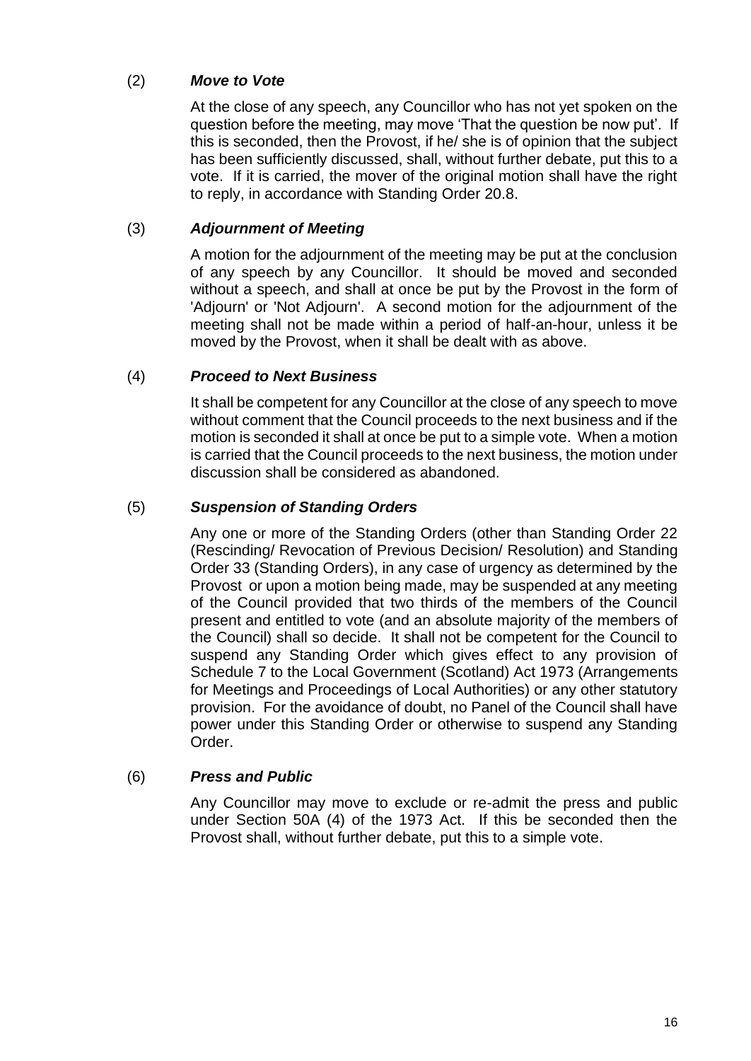(2) ***Move to Vote***

At the close of any speech, any Councillor who has not yet spoken on the question before the meeting, may move 'That the question be now put'. If this is seconded, then the Provost, if he/ she is of opinion that the subject has been sufficiently discussed, shall, without further debate, put this to a vote. If it is carried, the mover of the original motion shall have the right to reply, in accordance with Standing Order 20.8.

(3) ***Adjournment of Meeting***

A motion for the adjournment of the meeting may be put at the conclusion of any speech by any Councillor. It should be moved and seconded without a speech, and shall at once be put by the Provost in the form of 'Adjourn' or 'Not Adjourn'. A second motion for the adjournment of the meeting shall not be made within a period of half-an-hour, unless it be moved by the Provost, when it shall be dealt with as above.

(4) ***Proceed to Next Business***

It shall be competent for any Councillor at the close of any speech to move without comment that the Council proceeds to the next business and if the motion is seconded it shall at once be put to a simple vote. When a motion is carried that the Council proceeds to the next business, the motion under discussion shall be considered as abandoned.

(5) ***Suspension of Standing Orders***

Any one or more of the Standing Orders (other than Standing Order 22 (Rescinding/ Revocation of Previous Decision/ Resolution) and Standing Order 33 (Standing Orders), in any case of urgency as determined by the Provost or upon a motion being made, may be suspended at any meeting of the Council provided that two thirds of the members of the Council present and entitled to vote (and an absolute majority of the members of the Council) shall so decide. It shall not be competent for the Council to suspend any Standing Order which gives effect to any provision of Schedule 7 to the Local Government (Scotland) Act 1973 (Arrangements for Meetings and Proceedings of Local Authorities) or any other statutory provision. For the avoidance of doubt, no Panel of the Council shall have power under this Standing Order or otherwise to suspend any Standing Order.

(6) ***Press and Public***

Any Councillor may move to exclude or re-admit the press and public under Section 50A (4) of the 1973 Act. If this be seconded then the Provost shall, without further debate, put this to a simple vote.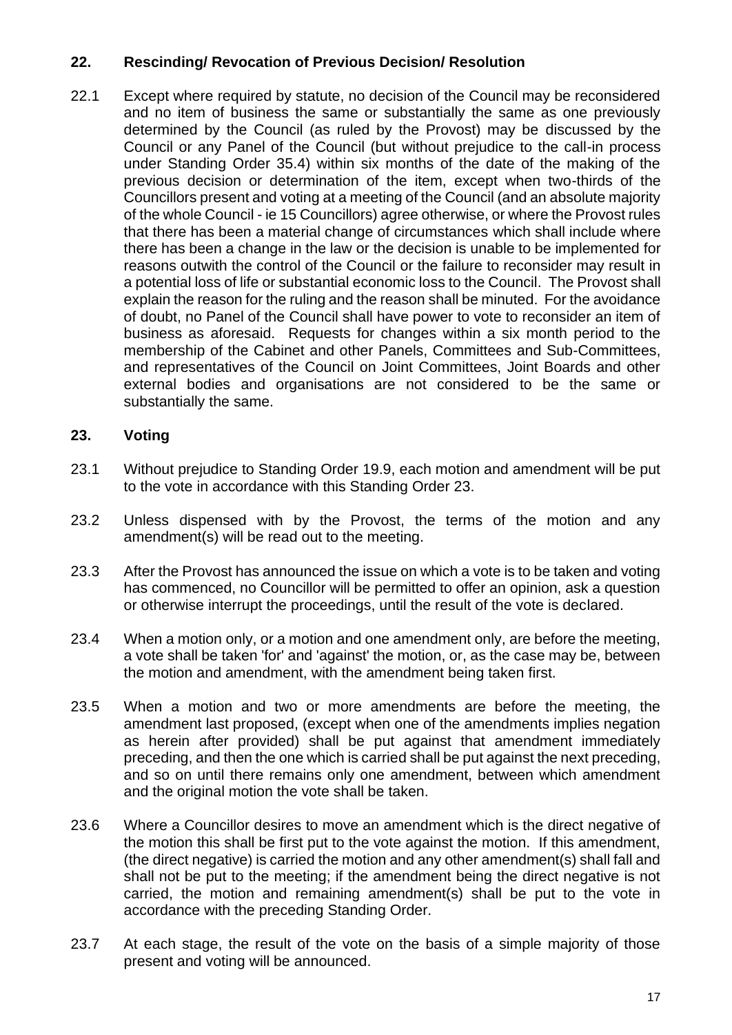## 22. Rescinding/ Revocation of Previous Decision/ Resolution

22.1 Except where required by statute, no decision of the Council may be reconsidered and no item of business the same or substantially the same as one previously determined by the Council (as ruled by the Provost) may be discussed by the Council or any Panel of the Council (but without prejudice to the call-in process under Standing Order 35.4) within six months of the date of the making of the previous decision or determination of the item, except when two-thirds of the Councillors present and voting at a meeting of the Council (and an absolute majority of the whole Council - ie 15 Councillors) agree otherwise, or where the Provost rules that there has been a material change of circumstances which shall include where there has been a change in the law or the decision is unable to be implemented for reasons outwith the control of the Council or the failure to reconsider may result in a potential loss of life or substantial economic loss to the Council. The Provost shall explain the reason for the ruling and the reason shall be minuted. For the avoidance of doubt, no Panel of the Council shall have power to vote to reconsider an item of business as aforesaid. Requests for changes within a six month period to the membership of the Cabinet and other Panels, Committees and Sub-Committees, and representatives of the Council on Joint Committees, Joint Boards and other external bodies and organisations are not considered to be the same or substantially the same.

## 23. Voting

23.1 Without prejudice to Standing Order 19.9, each motion and amendment will be put to the vote in accordance with this Standing Order 23.

23.2 Unless dispensed with by the Provost, the terms of the motion and any amendment(s) will be read out to the meeting.

23.3 After the Provost has announced the issue on which a vote is to be taken and voting has commenced, no Councillor will be permitted to offer an opinion, ask a question or otherwise interrupt the proceedings, until the result of the vote is declared.

23.4 When a motion only, or a motion and one amendment only, are before the meeting, a vote shall be taken 'for' and 'against' the motion, or, as the case may be, between the motion and amendment, with the amendment being taken first.

23.5 When a motion and two or more amendments are before the meeting, the amendment last proposed, (except when one of the amendments implies negation as herein after provided) shall be put against that amendment immediately preceding, and then the one which is carried shall be put against the next preceding, and so on until there remains only one amendment, between which amendment and the original motion the vote shall be taken.

23.6 Where a Councillor desires to move an amendment which is the direct negative of the motion this shall be first put to the vote against the motion. If this amendment, (the direct negative) is carried the motion and any other amendment(s) shall fall and shall not be put to the meeting; if the amendment being the direct negative is not carried, the motion and remaining amendment(s) shall be put to the vote in accordance with the preceding Standing Order.

23.7 At each stage, the result of the vote on the basis of a simple majority of those present and voting will be announced.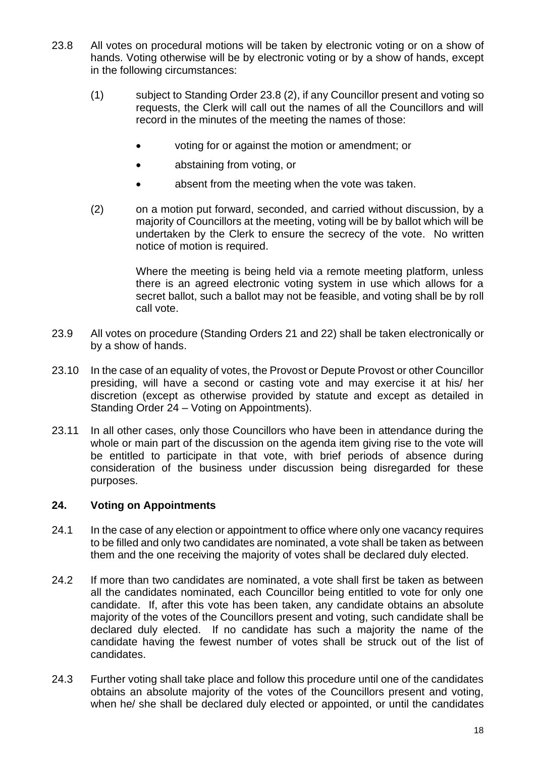23.8 All votes on procedural motions will be taken by electronic voting or on a show of hands. Voting otherwise will be by electronic voting or by a show of hands, except in the following circumstances:

(1) subject to Standing Order 23.8 (2), if any Councillor present and voting so requests, the Clerk will call out the names of all the Councillors and will record in the minutes of the meeting the names of those:

- voting for or against the motion or amendment; or
- abstaining from voting, or
- absent from the meeting when the vote was taken.

(2) on a motion put forward, seconded, and carried without discussion, by a majority of Councillors at the meeting, voting will be by ballot which will be undertaken by the Clerk to ensure the secrecy of the vote. No written notice of motion is required.

Where the meeting is being held via a remote meeting platform, unless there is an agreed electronic voting system in use which allows for a secret ballot, such a ballot may not be feasible, and voting shall be by roll call vote.

23.9 All votes on procedure (Standing Orders 21 and 22) shall be taken electronically or by a show of hands.

23.10 In the case of an equality of votes, the Provost or Depute Provost or other Councillor presiding, will have a second or casting vote and may exercise it at his/ her discretion (except as otherwise provided by statute and except as detailed in Standing Order 24 – Voting on Appointments).

23.11 In all other cases, only those Councillors who have been in attendance during the whole or main part of the discussion on the agenda item giving rise to the vote will be entitled to participate in that vote, with brief periods of absence during consideration of the business under discussion being disregarded for these purposes.

## 24. Voting on Appointments

24.1 In the case of any election or appointment to office where only one vacancy requires to be filled and only two candidates are nominated, a vote shall be taken as between them and the one receiving the majority of votes shall be declared duly elected.

24.2 If more than two candidates are nominated, a vote shall first be taken as between all the candidates nominated, each Councillor being entitled to vote for only one candidate. If, after this vote has been taken, any candidate obtains an absolute majority of the votes of the Councillors present and voting, such candidate shall be declared duly elected. If no candidate has such a majority the name of the candidate having the fewest number of votes shall be struck out of the list of candidates.

24.3 Further voting shall take place and follow this procedure until one of the candidates obtains an absolute majority of the votes of the Councillors present and voting, when he/ she shall be declared duly elected or appointed, or until the candidates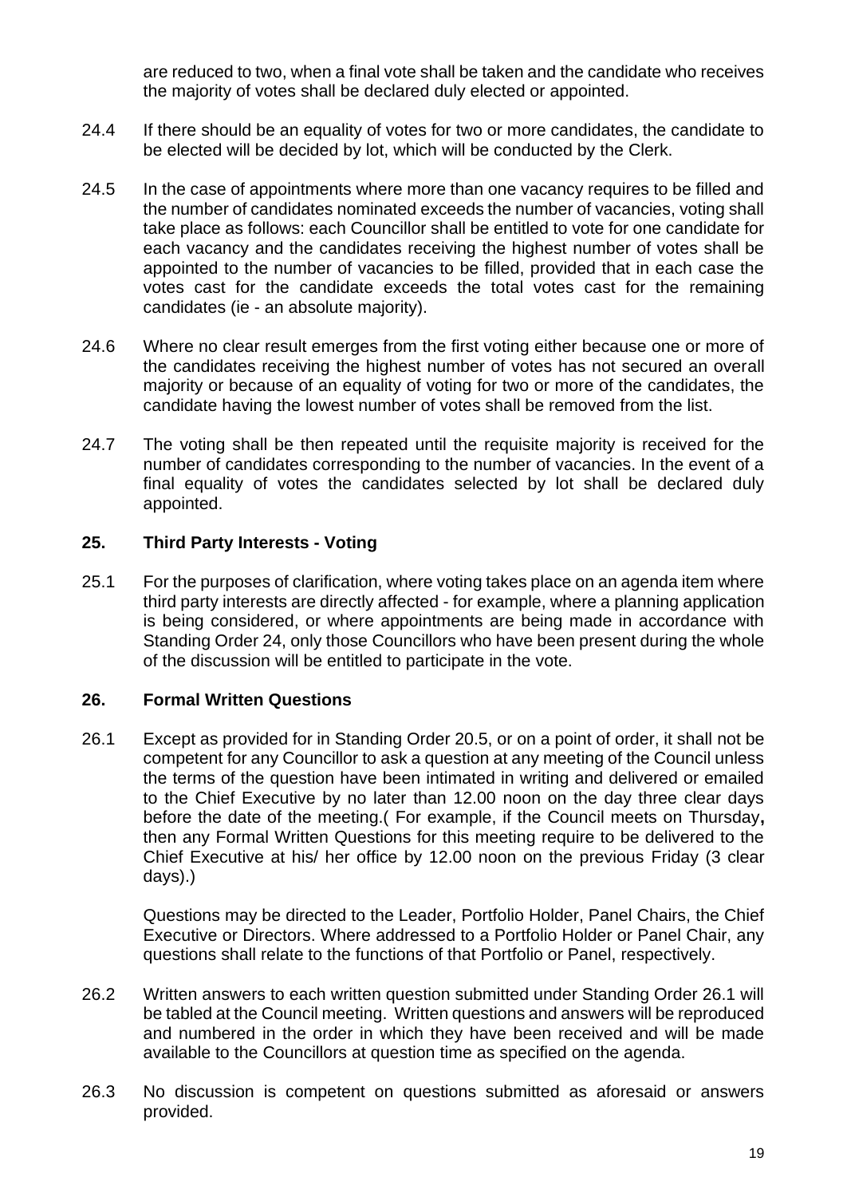are reduced to two, when a final vote shall be taken and the candidate who receives the majority of votes shall be declared duly elected or appointed.

24.4 If there should be an equality of votes for two or more candidates, the candidate to be elected will be decided by lot, which will be conducted by the Clerk.

24.5 In the case of appointments where more than one vacancy requires to be filled and the number of candidates nominated exceeds the number of vacancies, voting shall take place as follows: each Councillor shall be entitled to vote for one candidate for each vacancy and the candidates receiving the highest number of votes shall be appointed to the number of vacancies to be filled, provided that in each case the votes cast for the candidate exceeds the total votes cast for the remaining candidates (ie - an absolute majority).

24.6 Where no clear result emerges from the first voting either because one or more of the candidates receiving the highest number of votes has not secured an overall majority or because of an equality of voting for two or more of the candidates, the candidate having the lowest number of votes shall be removed from the list.

24.7 The voting shall be then repeated until the requisite majority is received for the number of candidates corresponding to the number of vacancies. In the event of a final equality of votes the candidates selected by lot shall be declared duly appointed.

## 25. Third Party Interests - Voting

25.1 For the purposes of clarification, where voting takes place on an agenda item where third party interests are directly affected - for example, where a planning application is being considered, or where appointments are being made in accordance with Standing Order 24, only those Councillors who have been present during the whole of the discussion will be entitled to participate in the vote.

## 26. Formal Written Questions

26.1 Except as provided for in Standing Order 20.5, or on a point of order, it shall not be competent for any Councillor to ask a question at any meeting of the Council unless the terms of the question have been intimated in writing and delivered or emailed to the Chief Executive by no later than 12.00 noon on the day three clear days before the date of the meeting.( For example, if the Council meets on Thursday**,** then any Formal Written Questions for this meeting require to be delivered to the Chief Executive at his/ her office by 12.00 noon on the previous Friday (3 clear days).)

Questions may be directed to the Leader, Portfolio Holder, Panel Chairs, the Chief Executive or Directors. Where addressed to a Portfolio Holder or Panel Chair, any questions shall relate to the functions of that Portfolio or Panel, respectively.

26.2 Written answers to each written question submitted under Standing Order 26.1 will be tabled at the Council meeting. Written questions and answers will be reproduced and numbered in the order in which they have been received and will be made available to the Councillors at question time as specified on the agenda.

26.3 No discussion is competent on questions submitted as aforesaid or answers provided.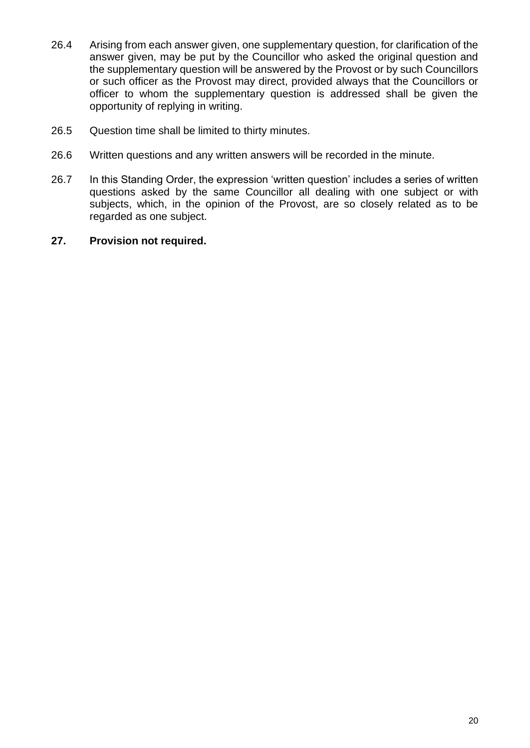26.4 Arising from each answer given, one supplementary question, for clarification of the answer given, may be put by the Councillor who asked the original question and the supplementary question will be answered by the Provost or by such Councillors or such officer as the Provost may direct, provided always that the Councillors or officer to whom the supplementary question is addressed shall be given the opportunity of replying in writing.

26.5 Question time shall be limited to thirty minutes.

26.6 Written questions and any written answers will be recorded in the minute.

26.7 In this Standing Order, the expression 'written question' includes a series of written questions asked by the same Councillor all dealing with one subject or with subjects, which, in the opinion of the Provost, are so closely related as to be regarded as one subject.

**27. Provision not required.**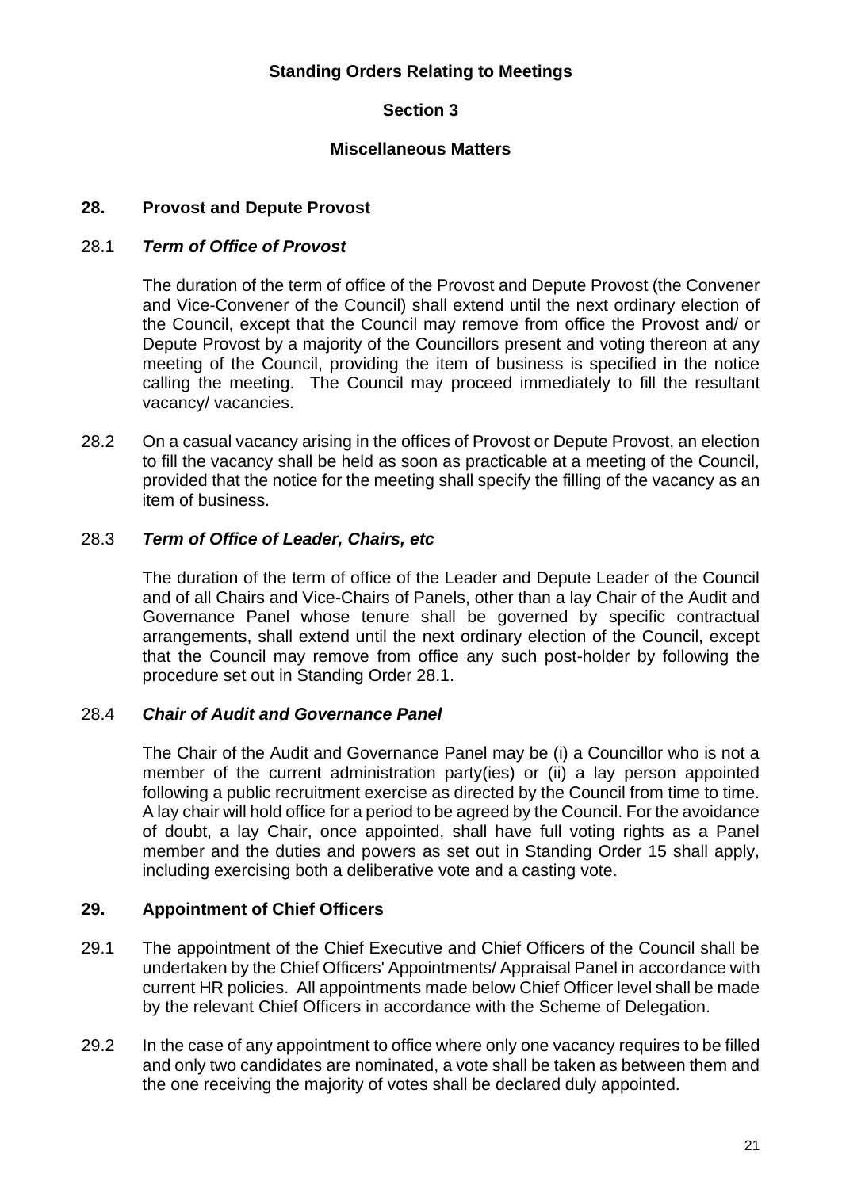**Standing Orders Relating to Meetings**

**Section 3**

**Miscellaneous Matters**

## 28. Provost and Depute Provost

### 28.1 *Term of Office of Provost*

The duration of the term of office of the Provost and Depute Provost (the Convener and Vice-Convener of the Council) shall extend until the next ordinary election of the Council, except that the Council may remove from office the Provost and/ or Depute Provost by a majority of the Councillors present and voting thereon at any meeting of the Council, providing the item of business is specified in the notice calling the meeting. The Council may proceed immediately to fill the resultant vacancy/ vacancies.

28.2 On a casual vacancy arising in the offices of Provost or Depute Provost, an election to fill the vacancy shall be held as soon as practicable at a meeting of the Council, provided that the notice for the meeting shall specify the filling of the vacancy as an item of business.

### 28.3 *Term of Office of Leader, Chairs, etc*

The duration of the term of office of the Leader and Depute Leader of the Council and of all Chairs and Vice-Chairs of Panels, other than a lay Chair of the Audit and Governance Panel whose tenure shall be governed by specific contractual arrangements, shall extend until the next ordinary election of the Council, except that the Council may remove from office any such post-holder by following the procedure set out in Standing Order 28.1.

### 28.4 *Chair of Audit and Governance Panel*

The Chair of the Audit and Governance Panel may be (i) a Councillor who is not a member of the current administration party(ies) or (ii) a lay person appointed following a public recruitment exercise as directed by the Council from time to time. A lay chair will hold office for a period to be agreed by the Council. For the avoidance of doubt, a lay Chair, once appointed, shall have full voting rights as a Panel member and the duties and powers as set out in Standing Order 15 shall apply, including exercising both a deliberative vote and a casting vote.

## 29. Appointment of Chief Officers

29.1 The appointment of the Chief Executive and Chief Officers of the Council shall be undertaken by the Chief Officers' Appointments/ Appraisal Panel in accordance with current HR policies. All appointments made below Chief Officer level shall be made by the relevant Chief Officers in accordance with the Scheme of Delegation.

29.2 In the case of any appointment to office where only one vacancy requires to be filled and only two candidates are nominated, a vote shall be taken as between them and the one receiving the majority of votes shall be declared duly appointed.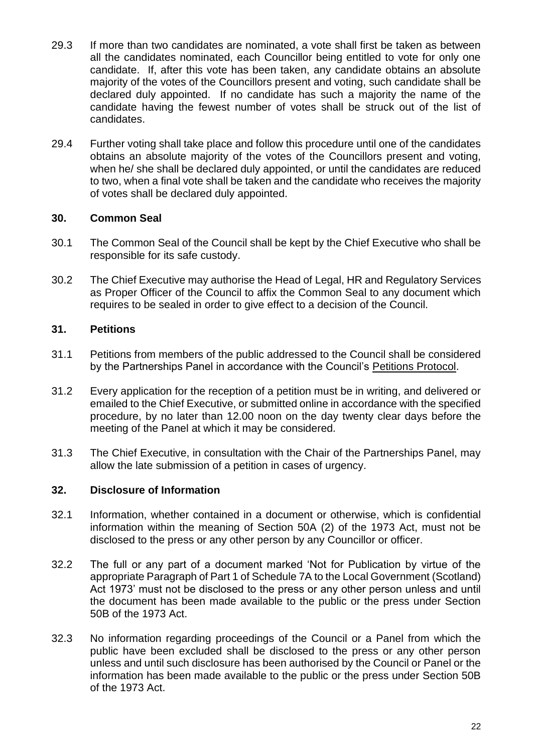29.3 If more than two candidates are nominated, a vote shall first be taken as between all the candidates nominated, each Councillor being entitled to vote for only one candidate. If, after this vote has been taken, any candidate obtains an absolute majority of the votes of the Councillors present and voting, such candidate shall be declared duly appointed. If no candidate has such a majority the name of the candidate having the fewest number of votes shall be struck out of the list of candidates.

29.4 Further voting shall take place and follow this procedure until one of the candidates obtains an absolute majority of the votes of the Councillors present and voting, when he/ she shall be declared duly appointed, or until the candidates are reduced to two, when a final vote shall be taken and the candidate who receives the majority of votes shall be declared duly appointed.

### 30. Common Seal

30.1 The Common Seal of the Council shall be kept by the Chief Executive who shall be responsible for its safe custody.

30.2 The Chief Executive may authorise the Head of Legal, HR and Regulatory Services as Proper Officer of the Council to affix the Common Seal to any document which requires to be sealed in order to give effect to a decision of the Council.

### 31. Petitions

31.1 Petitions from members of the public addressed to the Council shall be considered by the Partnerships Panel in accordance with the Council's Petitions Protocol.

31.2 Every application for the reception of a petition must be in writing, and delivered or emailed to the Chief Executive, or submitted online in accordance with the specified procedure, by no later than 12.00 noon on the day twenty clear days before the meeting of the Panel at which it may be considered.

31.3 The Chief Executive, in consultation with the Chair of the Partnerships Panel, may allow the late submission of a petition in cases of urgency.

### 32. Disclosure of Information

32.1 Information, whether contained in a document or otherwise, which is confidential information within the meaning of Section 50A (2) of the 1973 Act, must not be disclosed to the press or any other person by any Councillor or officer.

32.2 The full or any part of a document marked 'Not for Publication by virtue of the appropriate Paragraph of Part 1 of Schedule 7A to the Local Government (Scotland) Act 1973' must not be disclosed to the press or any other person unless and until the document has been made available to the public or the press under Section 50B of the 1973 Act.

32.3 No information regarding proceedings of the Council or a Panel from which the public have been excluded shall be disclosed to the press or any other person unless and until such disclosure has been authorised by the Council or Panel or the information has been made available to the public or the press under Section 50B of the 1973 Act.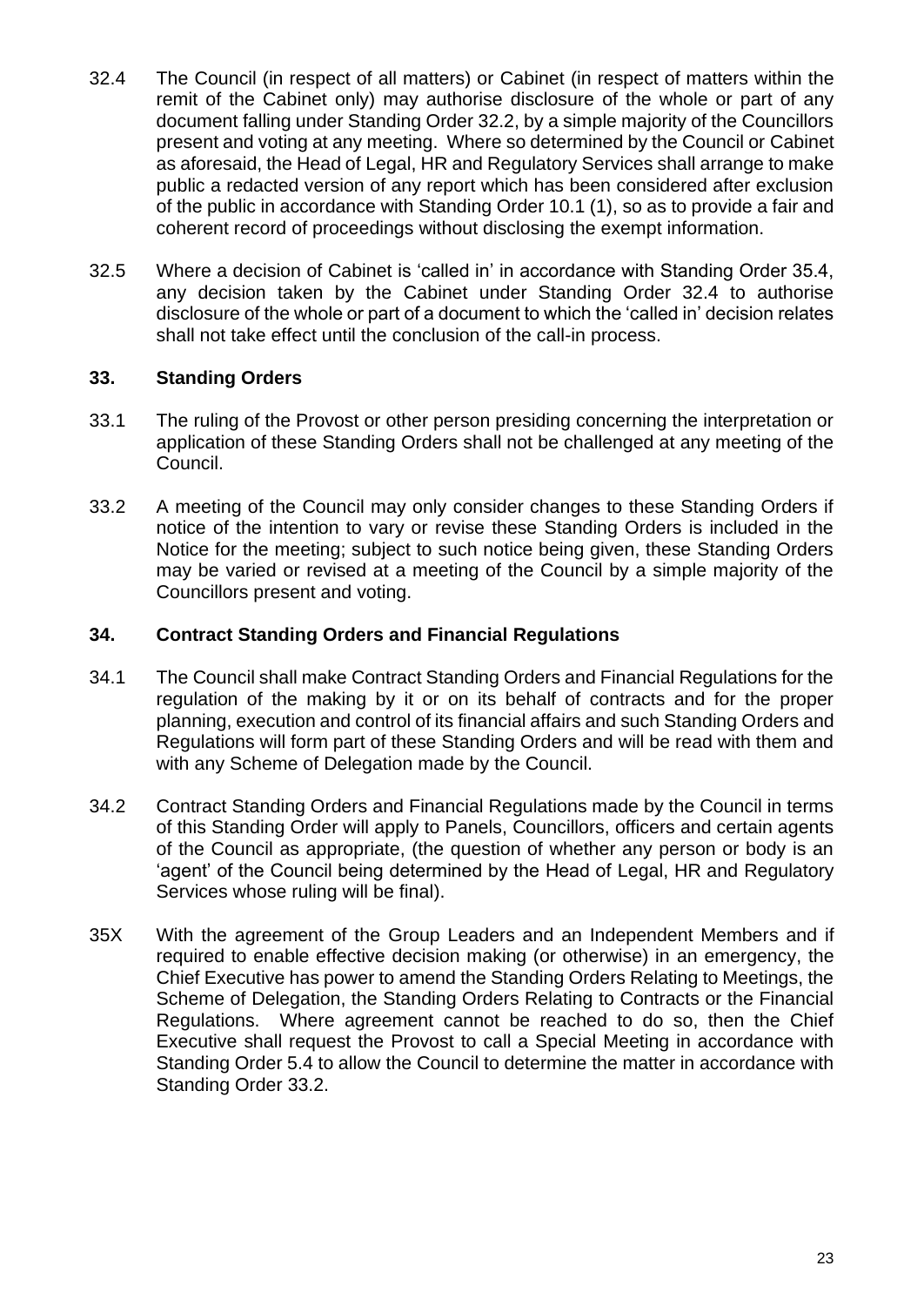32.4 The Council (in respect of all matters) or Cabinet (in respect of matters within the remit of the Cabinet only) may authorise disclosure of the whole or part of any document falling under Standing Order 32.2, by a simple majority of the Councillors present and voting at any meeting. Where so determined by the Council or Cabinet as aforesaid, the Head of Legal, HR and Regulatory Services shall arrange to make public a redacted version of any report which has been considered after exclusion of the public in accordance with Standing Order 10.1 (1), so as to provide a fair and coherent record of proceedings without disclosing the exempt information.

32.5 Where a decision of Cabinet is 'called in' in accordance with Standing Order 35.4, any decision taken by the Cabinet under Standing Order 32.4 to authorise disclosure of the whole or part of a document to which the 'called in' decision relates shall not take effect until the conclusion of the call-in process.

## 33. Standing Orders

33.1 The ruling of the Provost or other person presiding concerning the interpretation or application of these Standing Orders shall not be challenged at any meeting of the Council.

33.2 A meeting of the Council may only consider changes to these Standing Orders if notice of the intention to vary or revise these Standing Orders is included in the Notice for the meeting; subject to such notice being given, these Standing Orders may be varied or revised at a meeting of the Council by a simple majority of the Councillors present and voting.

## 34. Contract Standing Orders and Financial Regulations

34.1 The Council shall make Contract Standing Orders and Financial Regulations for the regulation of the making by it or on its behalf of contracts and for the proper planning, execution and control of its financial affairs and such Standing Orders and Regulations will form part of these Standing Orders and will be read with them and with any Scheme of Delegation made by the Council.

34.2 Contract Standing Orders and Financial Regulations made by the Council in terms of this Standing Order will apply to Panels, Councillors, officers and certain agents of the Council as appropriate, (the question of whether any person or body is an 'agent' of the Council being determined by the Head of Legal, HR and Regulatory Services whose ruling will be final).

35X With the agreement of the Group Leaders and an Independent Members and if required to enable effective decision making (or otherwise) in an emergency, the Chief Executive has power to amend the Standing Orders Relating to Meetings, the Scheme of Delegation, the Standing Orders Relating to Contracts or the Financial Regulations. Where agreement cannot be reached to do so, then the Chief Executive shall request the Provost to call a Special Meeting in accordance with Standing Order 5.4 to allow the Council to determine the matter in accordance with Standing Order 33.2.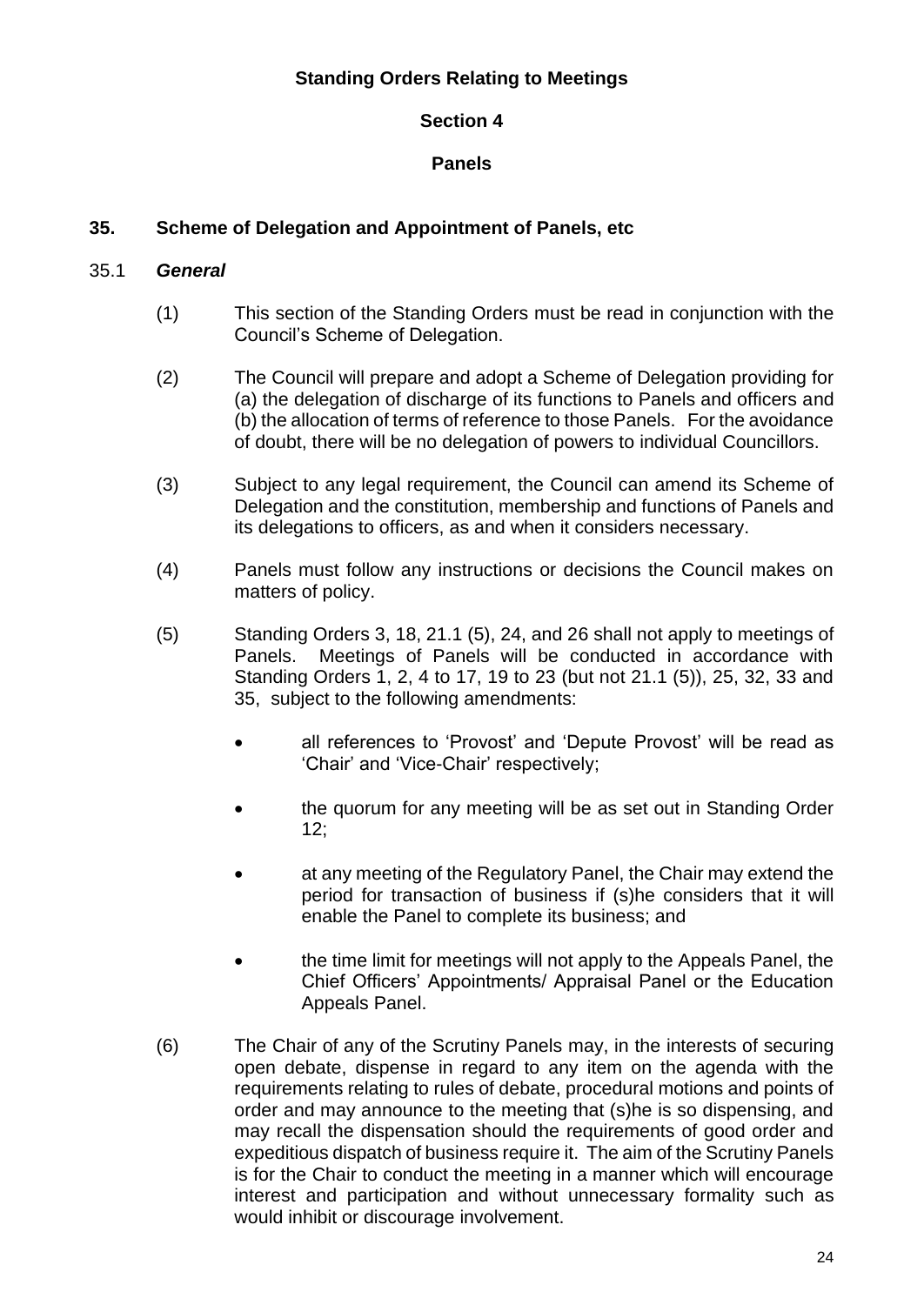**Standing Orders Relating to Meetings**

**Section 4**

**Panels**

## 35. Scheme of Delegation and Appointment of Panels, etc

### 35.1 ***General***

(1) This section of the Standing Orders must be read in conjunction with the Council's Scheme of Delegation.

(2) The Council will prepare and adopt a Scheme of Delegation providing for (a) the delegation of discharge of its functions to Panels and officers and (b) the allocation of terms of reference to those Panels. For the avoidance of doubt, there will be no delegation of powers to individual Councillors.

(3) Subject to any legal requirement, the Council can amend its Scheme of Delegation and the constitution, membership and functions of Panels and its delegations to officers, as and when it considers necessary.

(4) Panels must follow any instructions or decisions the Council makes on matters of policy.

(5) Standing Orders 3, 18, 21.1 (5), 24, and 26 shall not apply to meetings of Panels. Meetings of Panels will be conducted in accordance with Standing Orders 1, 2, 4 to 17, 19 to 23 (but not 21.1 (5)), 25, 32, 33 and 35, subject to the following amendments:

- all references to 'Provost' and 'Depute Provost' will be read as 'Chair' and 'Vice-Chair' respectively;
- the quorum for any meeting will be as set out in Standing Order 12;
- at any meeting of the Regulatory Panel, the Chair may extend the period for transaction of business if (s)he considers that it will enable the Panel to complete its business; and
- the time limit for meetings will not apply to the Appeals Panel, the Chief Officers' Appointments/ Appraisal Panel or the Education Appeals Panel.

(6) The Chair of any of the Scrutiny Panels may, in the interests of securing open debate, dispense in regard to any item on the agenda with the requirements relating to rules of debate, procedural motions and points of order and may announce to the meeting that (s)he is so dispensing, and may recall the dispensation should the requirements of good order and expeditious dispatch of business require it. The aim of the Scrutiny Panels is for the Chair to conduct the meeting in a manner which will encourage interest and participation and without unnecessary formality such as would inhibit or discourage involvement.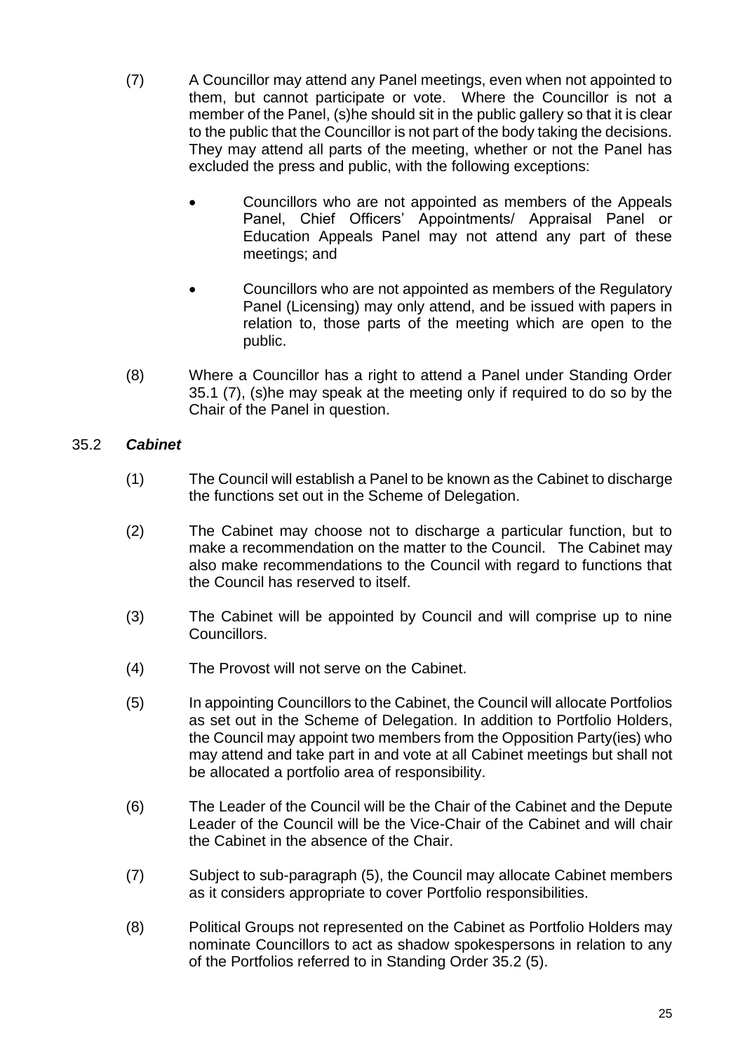(7) A Councillor may attend any Panel meetings, even when not appointed to them, but cannot participate or vote. Where the Councillor is not a member of the Panel, (s)he should sit in the public gallery so that it is clear to the public that the Councillor is not part of the body taking the decisions. They may attend all parts of the meeting, whether or not the Panel has excluded the press and public, with the following exceptions:

- Councillors who are not appointed as members of the Appeals Panel, Chief Officers' Appointments/ Appraisal Panel or Education Appeals Panel may not attend any part of these meetings; and
- Councillors who are not appointed as members of the Regulatory Panel (Licensing) may only attend, and be issued with papers in relation to, those parts of the meeting which are open to the public.

(8) Where a Councillor has a right to attend a Panel under Standing Order 35.1 (7), (s)he may speak at the meeting only if required to do so by the Chair of the Panel in question.

### 35.2 ***Cabinet***

(1) The Council will establish a Panel to be known as the Cabinet to discharge the functions set out in the Scheme of Delegation.

(2) The Cabinet may choose not to discharge a particular function, but to make a recommendation on the matter to the Council. The Cabinet may also make recommendations to the Council with regard to functions that the Council has reserved to itself.

(3) The Cabinet will be appointed by Council and will comprise up to nine Councillors.

(4) The Provost will not serve on the Cabinet.

(5) In appointing Councillors to the Cabinet, the Council will allocate Portfolios as set out in the Scheme of Delegation. In addition to Portfolio Holders, the Council may appoint two members from the Opposition Party(ies) who may attend and take part in and vote at all Cabinet meetings but shall not be allocated a portfolio area of responsibility.

(6) The Leader of the Council will be the Chair of the Cabinet and the Depute Leader of the Council will be the Vice-Chair of the Cabinet and will chair the Cabinet in the absence of the Chair.

(7) Subject to sub-paragraph (5), the Council may allocate Cabinet members as it considers appropriate to cover Portfolio responsibilities.

(8) Political Groups not represented on the Cabinet as Portfolio Holders may nominate Councillors to act as shadow spokespersons in relation to any of the Portfolios referred to in Standing Order 35.2 (5).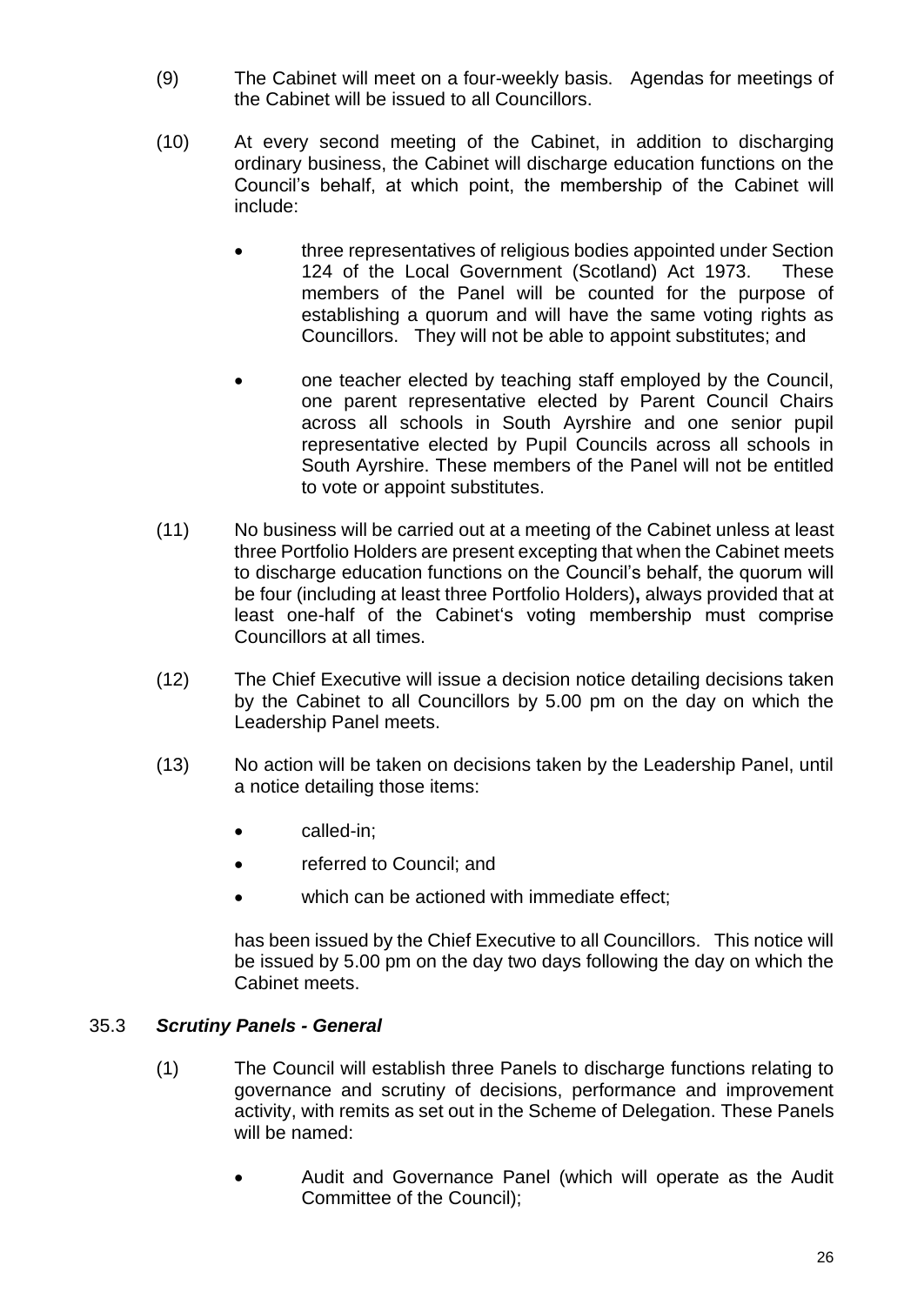(9) The Cabinet will meet on a four-weekly basis. Agendas for meetings of the Cabinet will be issued to all Councillors.

(10) At every second meeting of the Cabinet, in addition to discharging ordinary business, the Cabinet will discharge education functions on the Council's behalf, at which point, the membership of the Cabinet will include:

- three representatives of religious bodies appointed under Section 124 of the Local Government (Scotland) Act 1973. These members of the Panel will be counted for the purpose of establishing a quorum and will have the same voting rights as Councillors. They will not be able to appoint substitutes; and

- one teacher elected by teaching staff employed by the Council, one parent representative elected by Parent Council Chairs across all schools in South Ayrshire and one senior pupil representative elected by Pupil Councils across all schools in South Ayrshire. These members of the Panel will not be entitled to vote or appoint substitutes.

(11) No business will be carried out at a meeting of the Cabinet unless at least three Portfolio Holders are present excepting that when the Cabinet meets to discharge education functions on the Council's behalf, the quorum will be four (including at least three Portfolio Holders)**,** always provided that at least one-half of the Cabinet's voting membership must comprise Councillors at all times.

(12) The Chief Executive will issue a decision notice detailing decisions taken by the Cabinet to all Councillors by 5.00 pm on the day on which the Leadership Panel meets.

(13) No action will be taken on decisions taken by the Leadership Panel, until a notice detailing those items:

- called-in;
- referred to Council; and
- which can be actioned with immediate effect;

has been issued by the Chief Executive to all Councillors. This notice will be issued by 5.00 pm on the day two days following the day on which the Cabinet meets.

### 35.3 *Scrutiny Panels - General*

(1) The Council will establish three Panels to discharge functions relating to governance and scrutiny of decisions, performance and improvement activity, with remits as set out in the Scheme of Delegation. These Panels will be named:

- Audit and Governance Panel (which will operate as the Audit Committee of the Council);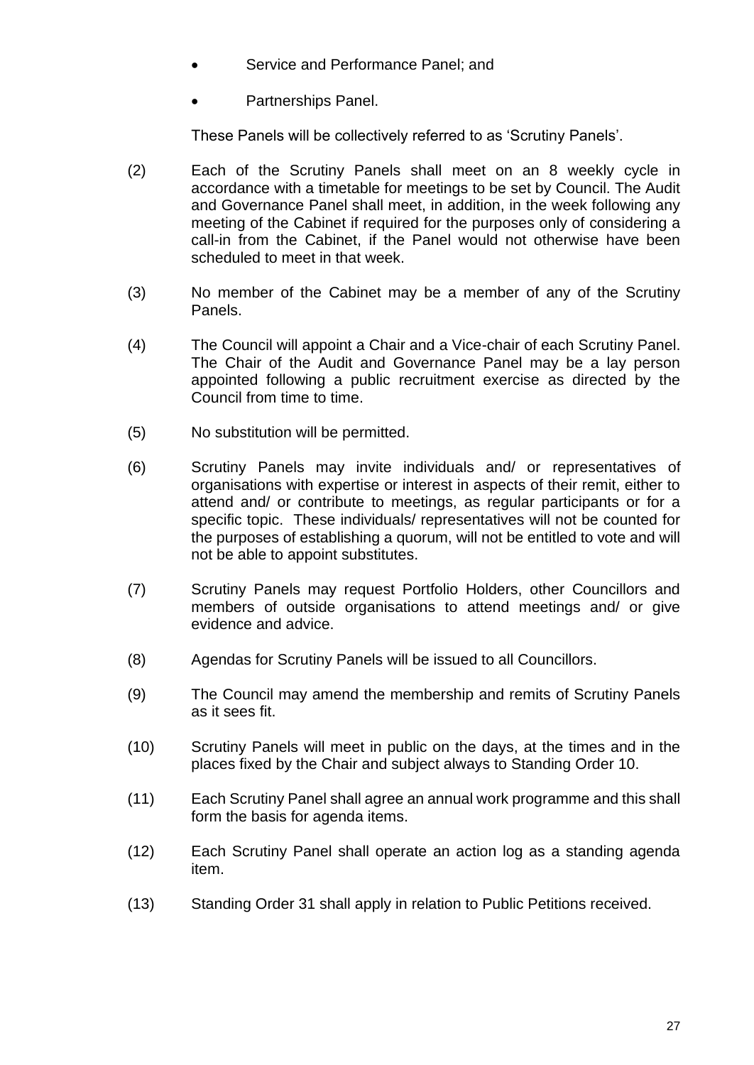- Service and Performance Panel; and
- Partnerships Panel.

These Panels will be collectively referred to as 'Scrutiny Panels'.

(2) Each of the Scrutiny Panels shall meet on an 8 weekly cycle in accordance with a timetable for meetings to be set by Council. The Audit and Governance Panel shall meet, in addition, in the week following any meeting of the Cabinet if required for the purposes only of considering a call-in from the Cabinet, if the Panel would not otherwise have been scheduled to meet in that week.

(3) No member of the Cabinet may be a member of any of the Scrutiny Panels.

(4) The Council will appoint a Chair and a Vice-chair of each Scrutiny Panel. The Chair of the Audit and Governance Panel may be a lay person appointed following a public recruitment exercise as directed by the Council from time to time.

(5) No substitution will be permitted.

(6) Scrutiny Panels may invite individuals and/ or representatives of organisations with expertise or interest in aspects of their remit, either to attend and/ or contribute to meetings, as regular participants or for a specific topic. These individuals/ representatives will not be counted for the purposes of establishing a quorum, will not be entitled to vote and will not be able to appoint substitutes.

(7) Scrutiny Panels may request Portfolio Holders, other Councillors and members of outside organisations to attend meetings and/ or give evidence and advice.

(8) Agendas for Scrutiny Panels will be issued to all Councillors.

(9) The Council may amend the membership and remits of Scrutiny Panels as it sees fit.

(10) Scrutiny Panels will meet in public on the days, at the times and in the places fixed by the Chair and subject always to Standing Order 10.

(11) Each Scrutiny Panel shall agree an annual work programme and this shall form the basis for agenda items.

(12) Each Scrutiny Panel shall operate an action log as a standing agenda item.

(13) Standing Order 31 shall apply in relation to Public Petitions received.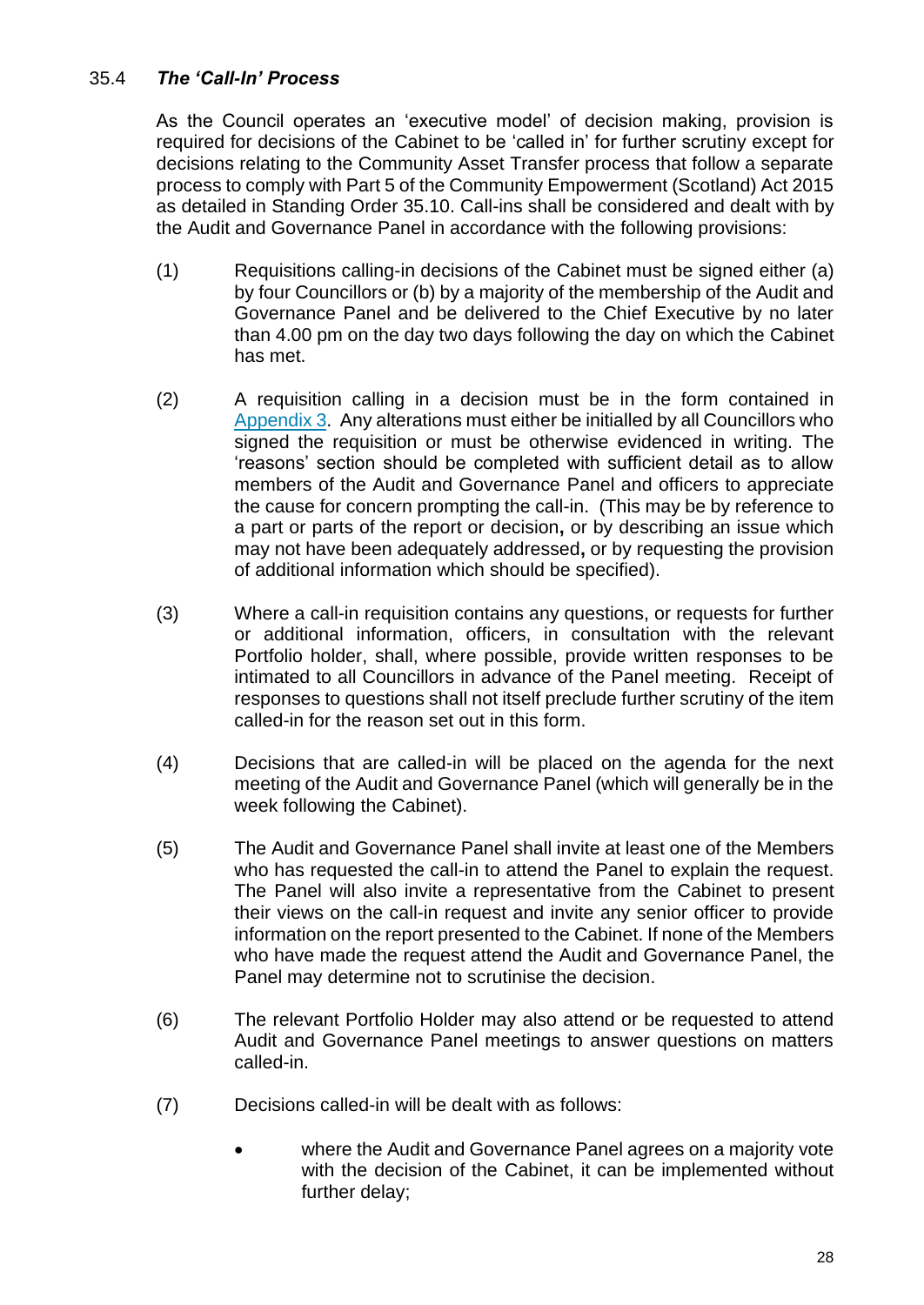### 35.4 *The 'Call-In' Process*

As the Council operates an 'executive model' of decision making, provision is required for decisions of the Cabinet to be 'called in' for further scrutiny except for decisions relating to the Community Asset Transfer process that follow a separate process to comply with Part 5 of the Community Empowerment (Scotland) Act 2015 as detailed in Standing Order 35.10. Call-ins shall be considered and dealt with by the Audit and Governance Panel in accordance with the following provisions:

(1) Requisitions calling-in decisions of the Cabinet must be signed either (a) by four Councillors or (b) by a majority of the membership of the Audit and Governance Panel and be delivered to the Chief Executive by no later than 4.00 pm on the day two days following the day on which the Cabinet has met.

(2) A requisition calling in a decision must be in the form contained in Appendix 3. Any alterations must either be initialled by all Councillors who signed the requisition or must be otherwise evidenced in writing. The 'reasons' section should be completed with sufficient detail as to allow members of the Audit and Governance Panel and officers to appreciate the cause for concern prompting the call-in. (This may be by reference to a part or parts of the report or decision, or by describing an issue which may not have been adequately addressed, or by requesting the provision of additional information which should be specified).

(3) Where a call-in requisition contains any questions, or requests for further or additional information, officers, in consultation with the relevant Portfolio holder, shall, where possible, provide written responses to be intimated to all Councillors in advance of the Panel meeting. Receipt of responses to questions shall not itself preclude further scrutiny of the item called-in for the reason set out in this form.

(4) Decisions that are called-in will be placed on the agenda for the next meeting of the Audit and Governance Panel (which will generally be in the week following the Cabinet).

(5) The Audit and Governance Panel shall invite at least one of the Members who has requested the call-in to attend the Panel to explain the request. The Panel will also invite a representative from the Cabinet to present their views on the call-in request and invite any senior officer to provide information on the report presented to the Cabinet. If none of the Members who have made the request attend the Audit and Governance Panel, the Panel may determine not to scrutinise the decision.

(6) The relevant Portfolio Holder may also attend or be requested to attend Audit and Governance Panel meetings to answer questions on matters called-in.

(7) Decisions called-in will be dealt with as follows:

- where the Audit and Governance Panel agrees on a majority vote with the decision of the Cabinet, it can be implemented without further delay;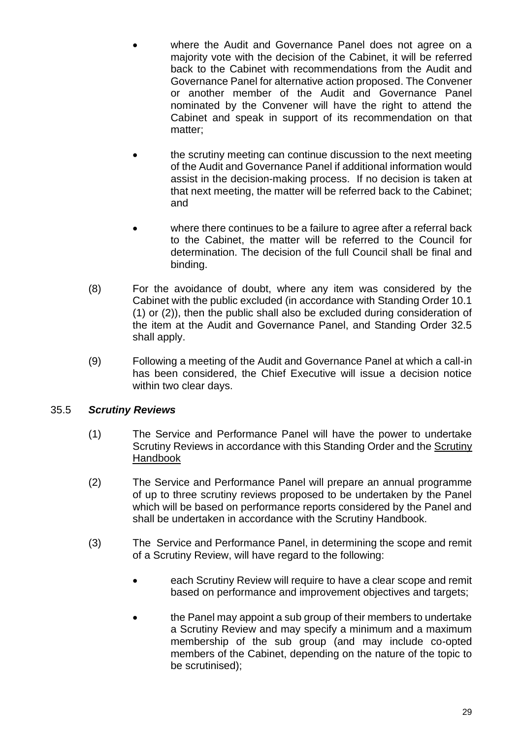- where the Audit and Governance Panel does not agree on a majority vote with the decision of the Cabinet, it will be referred back to the Cabinet with recommendations from the Audit and Governance Panel for alternative action proposed. The Convener or another member of the Audit and Governance Panel nominated by the Convener will have the right to attend the Cabinet and speak in support of its recommendation on that matter;

- the scrutiny meeting can continue discussion to the next meeting of the Audit and Governance Panel if additional information would assist in the decision-making process. If no decision is taken at that next meeting, the matter will be referred back to the Cabinet; and

- where there continues to be a failure to agree after a referral back to the Cabinet, the matter will be referred to the Council for determination. The decision of the full Council shall be final and binding.

(8) For the avoidance of doubt, where any item was considered by the Cabinet with the public excluded (in accordance with Standing Order 10.1 (1) or (2)), then the public shall also be excluded during consideration of the item at the Audit and Governance Panel, and Standing Order 32.5 shall apply.

(9) Following a meeting of the Audit and Governance Panel at which a call-in has been considered, the Chief Executive will issue a decision notice within two clear days.

### 35.5 *Scrutiny Reviews*

(1) The Service and Performance Panel will have the power to undertake Scrutiny Reviews in accordance with this Standing Order and the Scrutiny Handbook

(2) The Service and Performance Panel will prepare an annual programme of up to three scrutiny reviews proposed to be undertaken by the Panel which will be based on performance reports considered by the Panel and shall be undertaken in accordance with the Scrutiny Handbook.

(3) The Service and Performance Panel, in determining the scope and remit of a Scrutiny Review, will have regard to the following:

- each Scrutiny Review will require to have a clear scope and remit based on performance and improvement objectives and targets;

- the Panel may appoint a sub group of their members to undertake a Scrutiny Review and may specify a minimum and a maximum membership of the sub group (and may include co-opted members of the Cabinet, depending on the nature of the topic to be scrutinised);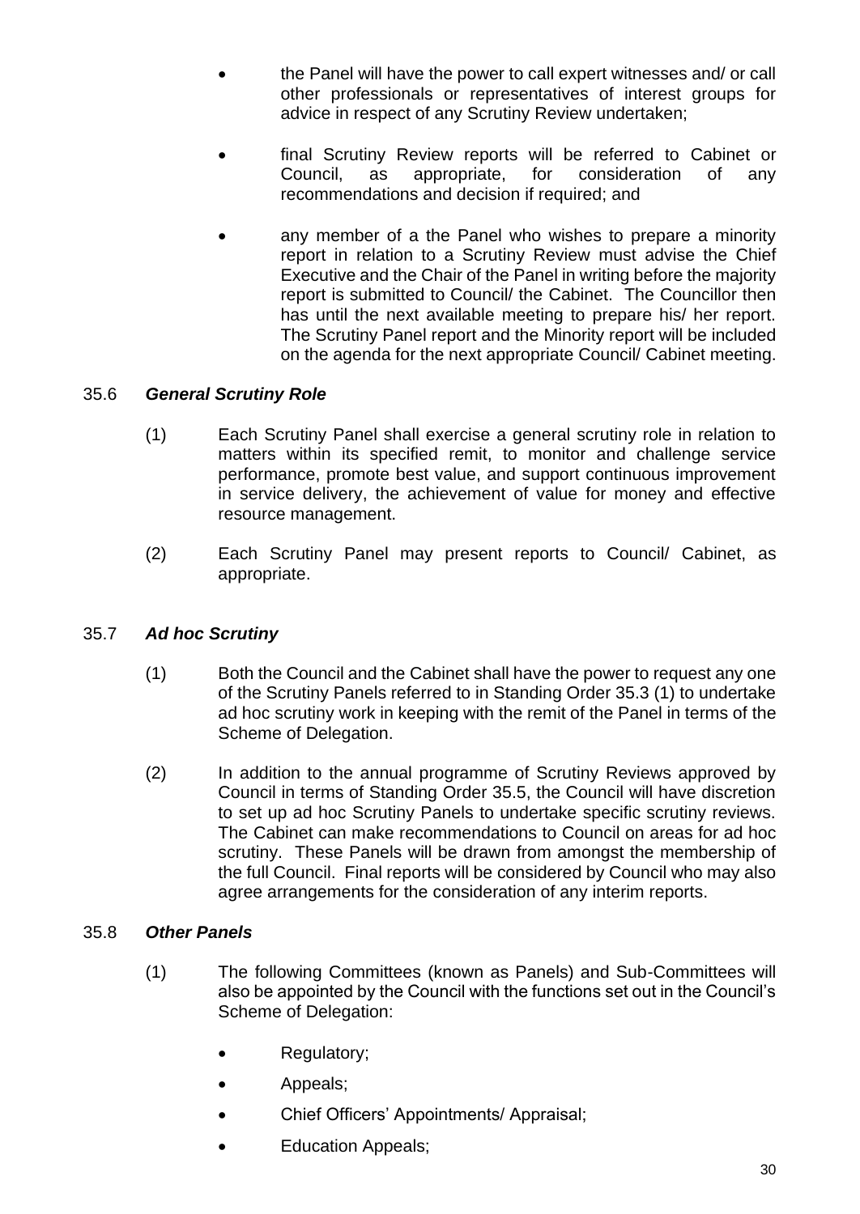- the Panel will have the power to call expert witnesses and/ or call other professionals or representatives of interest groups for advice in respect of any Scrutiny Review undertaken;

- final Scrutiny Review reports will be referred to Cabinet or Council, as appropriate, for consideration of any recommendations and decision if required; and

- any member of a the Panel who wishes to prepare a minority report in relation to a Scrutiny Review must advise the Chief Executive and the Chair of the Panel in writing before the majority report is submitted to Council/ the Cabinet. The Councillor then has until the next available meeting to prepare his/ her report. The Scrutiny Panel report and the Minority report will be included on the agenda for the next appropriate Council/ Cabinet meeting.

35.6 ***General Scrutiny Role***

(1) Each Scrutiny Panel shall exercise a general scrutiny role in relation to matters within its specified remit, to monitor and challenge service performance, promote best value, and support continuous improvement in service delivery, the achievement of value for money and effective resource management.

(2) Each Scrutiny Panel may present reports to Council/ Cabinet, as appropriate.

35.7 ***Ad hoc Scrutiny***

(1) Both the Council and the Cabinet shall have the power to request any one of the Scrutiny Panels referred to in Standing Order 35.3 (1) to undertake ad hoc scrutiny work in keeping with the remit of the Panel in terms of the Scheme of Delegation.

(2) In addition to the annual programme of Scrutiny Reviews approved by Council in terms of Standing Order 35.5, the Council will have discretion to set up ad hoc Scrutiny Panels to undertake specific scrutiny reviews. The Cabinet can make recommendations to Council on areas for ad hoc scrutiny. These Panels will be drawn from amongst the membership of the full Council. Final reports will be considered by Council who may also agree arrangements for the consideration of any interim reports.

35.8 ***Other Panels***

(1) The following Committees (known as Panels) and Sub-Committees will also be appointed by the Council with the functions set out in the Council's Scheme of Delegation:

- Regulatory;
- Appeals;
- Chief Officers' Appointments/ Appraisal;
- Education Appeals;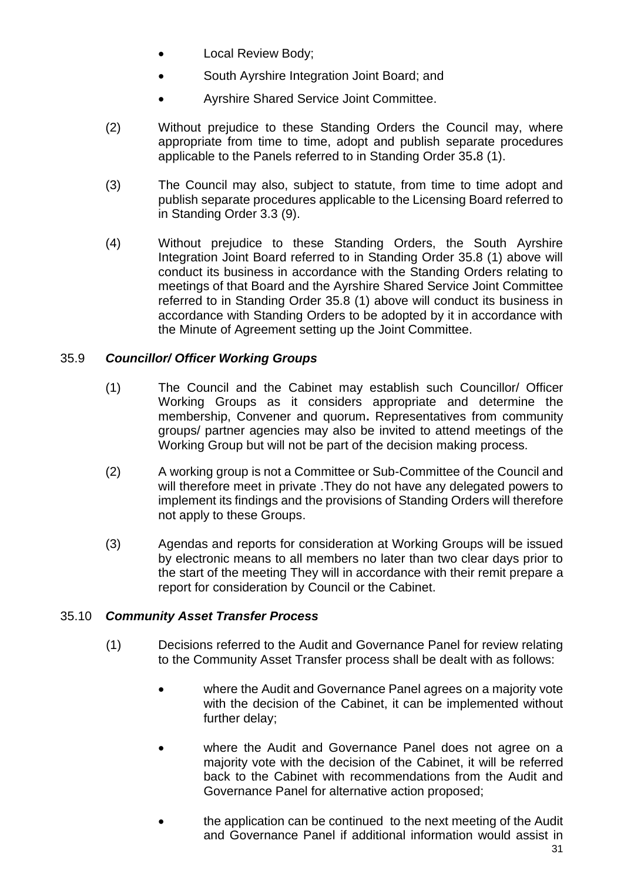- Local Review Body;
- South Ayrshire Integration Joint Board; and
- Ayrshire Shared Service Joint Committee.

(2) Without prejudice to these Standing Orders the Council may, where appropriate from time to time, adopt and publish separate procedures applicable to the Panels referred to in Standing Order 35**.**8 (1).

(3) The Council may also, subject to statute, from time to time adopt and publish separate procedures applicable to the Licensing Board referred to in Standing Order 3.3 (9).

(4) Without prejudice to these Standing Orders, the South Ayrshire Integration Joint Board referred to in Standing Order 35.8 (1) above will conduct its business in accordance with the Standing Orders relating to meetings of that Board and the Ayrshire Shared Service Joint Committee referred to in Standing Order 35.8 (1) above will conduct its business in accordance with Standing Orders to be adopted by it in accordance with the Minute of Agreement setting up the Joint Committee.

### 35.9 *Councillor/ Officer Working Groups*

(1) The Council and the Cabinet may establish such Councillor/ Officer Working Groups as it considers appropriate and determine the membership, Convener and quorum**.** Representatives from community groups/ partner agencies may also be invited to attend meetings of the Working Group but will not be part of the decision making process.

(2) A working group is not a Committee or Sub-Committee of the Council and will therefore meet in private .They do not have any delegated powers to implement its findings and the provisions of Standing Orders will therefore not apply to these Groups.

(3) Agendas and reports for consideration at Working Groups will be issued by electronic means to all members no later than two clear days prior to the start of the meeting They will in accordance with their remit prepare a report for consideration by Council or the Cabinet.

### 35.10 *Community Asset Transfer Process*

(1) Decisions referred to the Audit and Governance Panel for review relating to the Community Asset Transfer process shall be dealt with as follows:

- where the Audit and Governance Panel agrees on a majority vote with the decision of the Cabinet, it can be implemented without further delay;
- where the Audit and Governance Panel does not agree on a majority vote with the decision of the Cabinet, it will be referred back to the Cabinet with recommendations from the Audit and Governance Panel for alternative action proposed;
- the application can be continued to the next meeting of the Audit and Governance Panel if additional information would assist in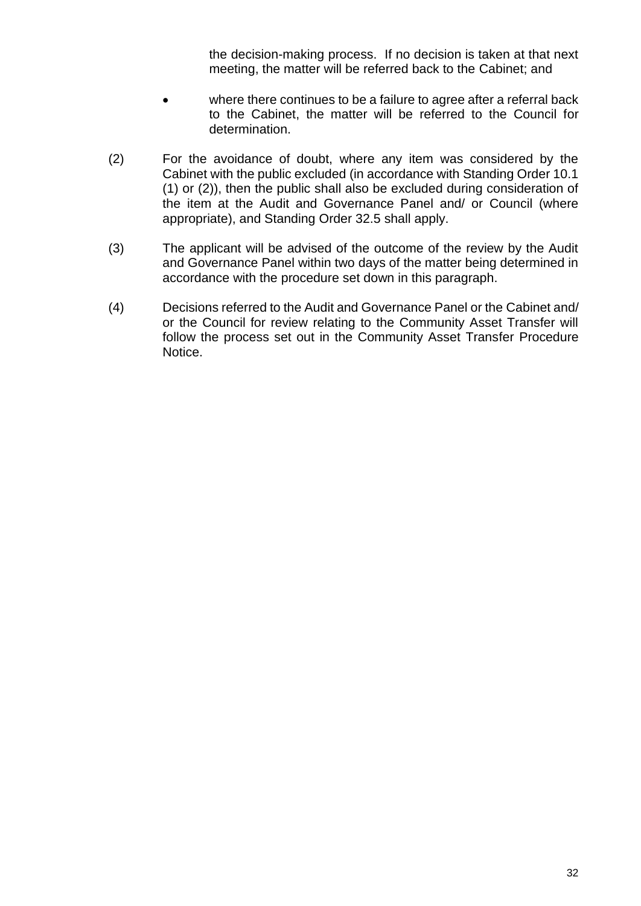the decision-making process. If no decision is taken at that next meeting, the matter will be referred back to the Cabinet; and

- where there continues to be a failure to agree after a referral back to the Cabinet, the matter will be referred to the Council for determination.

(2) For the avoidance of doubt, where any item was considered by the Cabinet with the public excluded (in accordance with Standing Order 10.1 (1) or (2)), then the public shall also be excluded during consideration of the item at the Audit and Governance Panel and/ or Council (where appropriate), and Standing Order 32.5 shall apply.

(3) The applicant will be advised of the outcome of the review by the Audit and Governance Panel within two days of the matter being determined in accordance with the procedure set down in this paragraph.

(4) Decisions referred to the Audit and Governance Panel or the Cabinet and/ or the Council for review relating to the Community Asset Transfer will follow the process set out in the Community Asset Transfer Procedure Notice.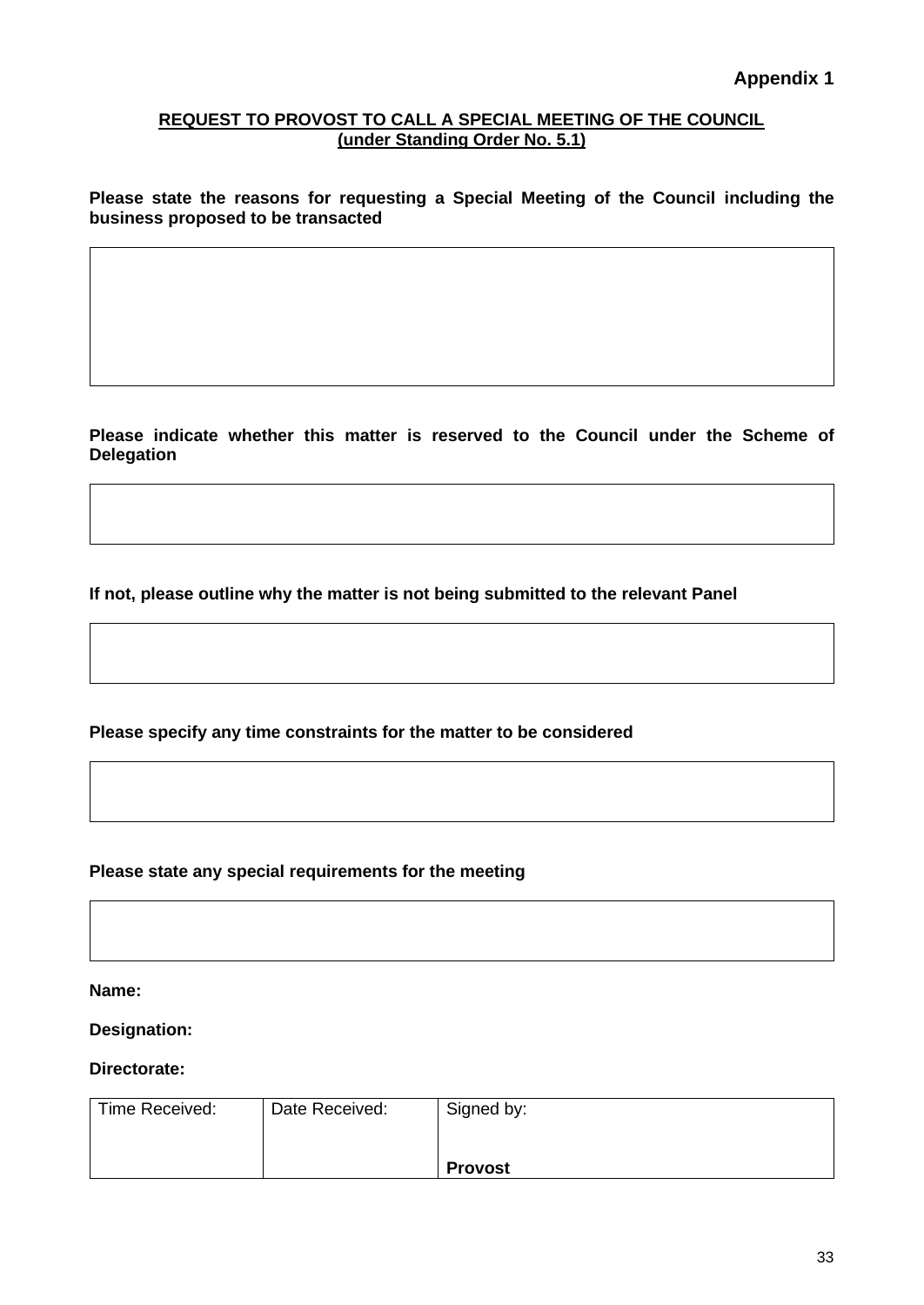**Appendix 1**

## REQUEST TO PROVOST TO CALL A SPECIAL MEETING OF THE COUNCIL (under Standing Order No. 5.1)

**Please state the reasons for requesting a Special Meeting of the Council including the business proposed to be transacted**

**Please indicate whether this matter is reserved to the Council under the Scheme of Delegation**

**If not, please outline why the matter is not being submitted to the relevant Panel**

**Please specify any time constraints for the matter to be considered**

**Please state any special requirements for the meeting**

**Name:**

**Designation:**

**Directorate:**

| Time Received: | Date Received: | Signed by:<br><br>**Provost** |
|---|---|---|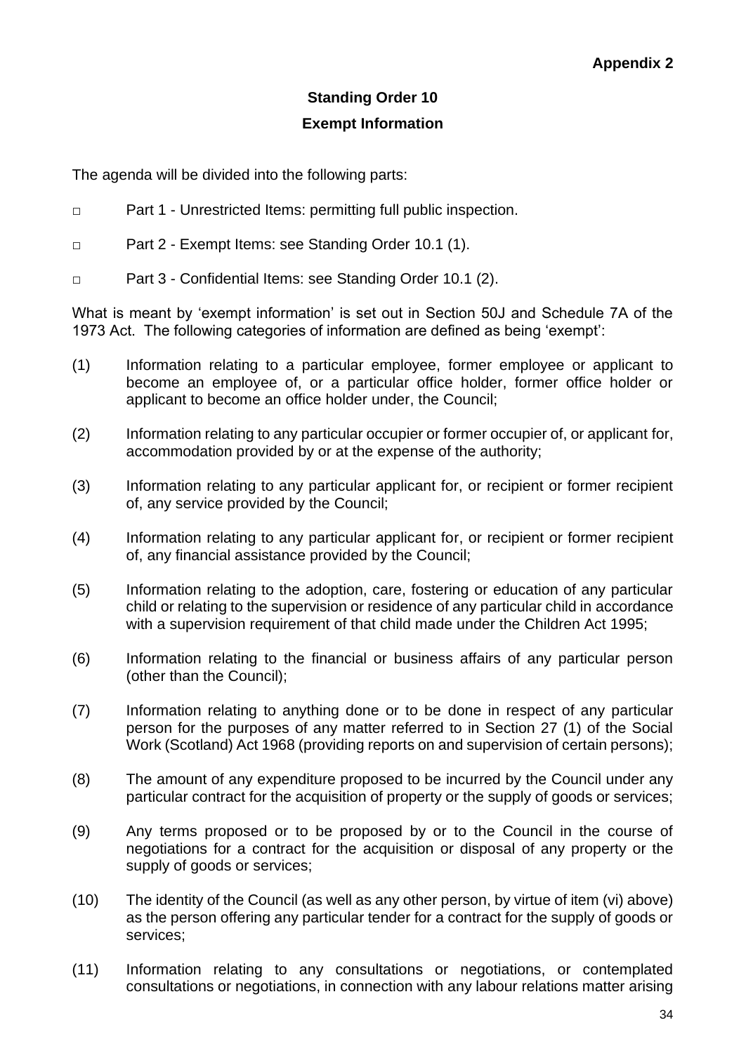**Appendix 2**

# Standing Order 10

## Exempt Information

The agenda will be divided into the following parts:

- Part 1 - Unrestricted Items: permitting full public inspection.
- Part 2 - Exempt Items: see Standing Order 10.1 (1).
- Part 3 - Confidential Items: see Standing Order 10.1 (2).

What is meant by 'exempt information' is set out in Section 50J and Schedule 7A of the 1973 Act. The following categories of information are defined as being 'exempt':

(1) Information relating to a particular employee, former employee or applicant to become an employee of, or a particular office holder, former office holder or applicant to become an office holder under, the Council;

(2) Information relating to any particular occupier or former occupier of, or applicant for, accommodation provided by or at the expense of the authority;

(3) Information relating to any particular applicant for, or recipient or former recipient of, any service provided by the Council;

(4) Information relating to any particular applicant for, or recipient or former recipient of, any financial assistance provided by the Council;

(5) Information relating to the adoption, care, fostering or education of any particular child or relating to the supervision or residence of any particular child in accordance with a supervision requirement of that child made under the Children Act 1995;

(6) Information relating to the financial or business affairs of any particular person (other than the Council);

(7) Information relating to anything done or to be done in respect of any particular person for the purposes of any matter referred to in Section 27 (1) of the Social Work (Scotland) Act 1968 (providing reports on and supervision of certain persons);

(8) The amount of any expenditure proposed to be incurred by the Council under any particular contract for the acquisition of property or the supply of goods or services;

(9) Any terms proposed or to be proposed by or to the Council in the course of negotiations for a contract for the acquisition or disposal of any property or the supply of goods or services;

(10) The identity of the Council (as well as any other person, by virtue of item (vi) above) as the person offering any particular tender for a contract for the supply of goods or services;

(11) Information relating to any consultations or negotiations, or contemplated consultations or negotiations, in connection with any labour relations matter arising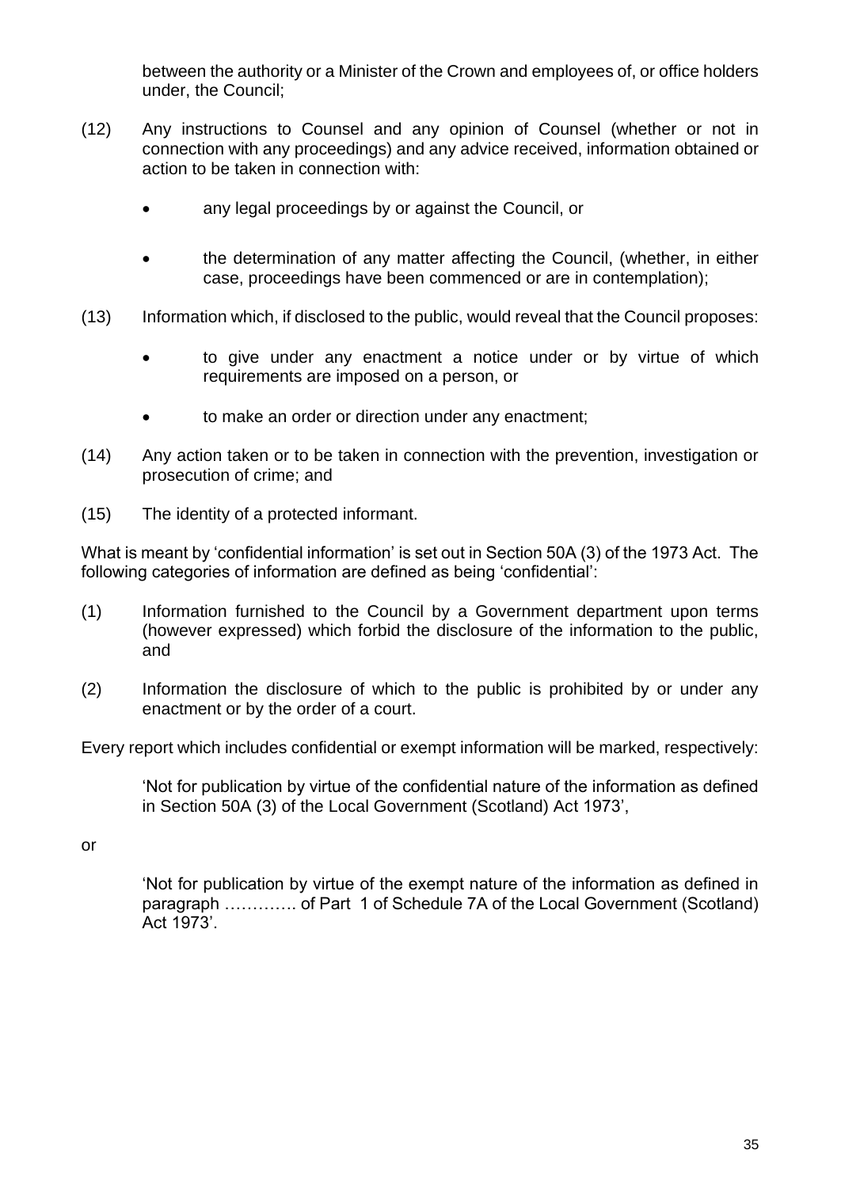between the authority or a Minister of the Crown and employees of, or office holders under, the Council;

(12) Any instructions to Counsel and any opinion of Counsel (whether or not in connection with any proceedings) and any advice received, information obtained or action to be taken in connection with:

- any legal proceedings by or against the Council, or
- the determination of any matter affecting the Council, (whether, in either case, proceedings have been commenced or are in contemplation);

(13) Information which, if disclosed to the public, would reveal that the Council proposes:

- to give under any enactment a notice under or by virtue of which requirements are imposed on a person, or
- to make an order or direction under any enactment;

(14) Any action taken or to be taken in connection with the prevention, investigation or prosecution of crime; and

(15) The identity of a protected informant.

What is meant by 'confidential information' is set out in Section 50A (3) of the 1973 Act. The following categories of information are defined as being 'confidential':

(1) Information furnished to the Council by a Government department upon terms (however expressed) which forbid the disclosure of the information to the public, and

(2) Information the disclosure of which to the public is prohibited by or under any enactment or by the order of a court.

Every report which includes confidential or exempt information will be marked, respectively:

> 'Not for publication by virtue of the confidential nature of the information as defined in Section 50A (3) of the Local Government (Scotland) Act 1973',

or

> 'Not for publication by virtue of the exempt nature of the information as defined in paragraph …………. of Part 1 of Schedule 7A of the Local Government (Scotland) Act 1973'.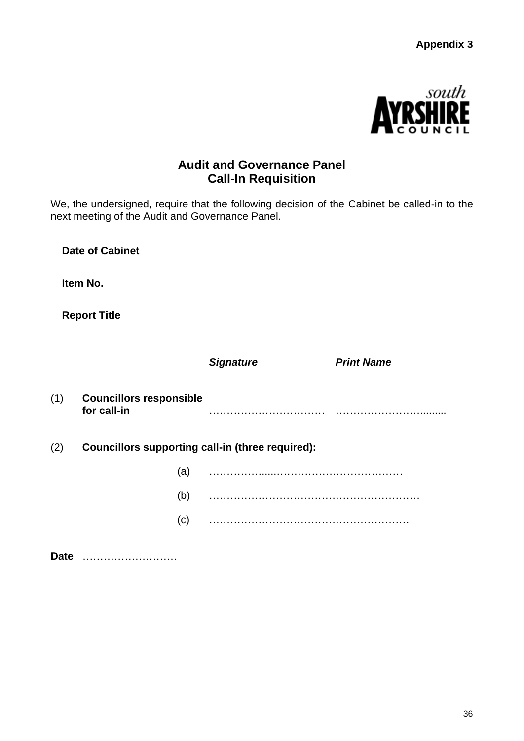**Appendix 3**

south
**AYRSHIRE**
**COUNCIL**

## Audit and Governance Panel
## Call-In Requisition

We, the undersigned, require that the following decision of the Cabinet be called-in to the next meeting of the Audit and Governance Panel.

| **Date of Cabinet** | |
|---|---|
| **Item No.** | |
| **Report Title** | |

| | | ***Signature*** | ***Print Name*** |
|---|---|---|---|
| (1) | **Councillors responsible for call-in** | …………………………… | ……………………......... |

(2) **Councillors supporting call-in (three required):**

(a) ……………....………………………………

(b) ……………………………………………………

(c) …………………………………………………

**Date** ………………………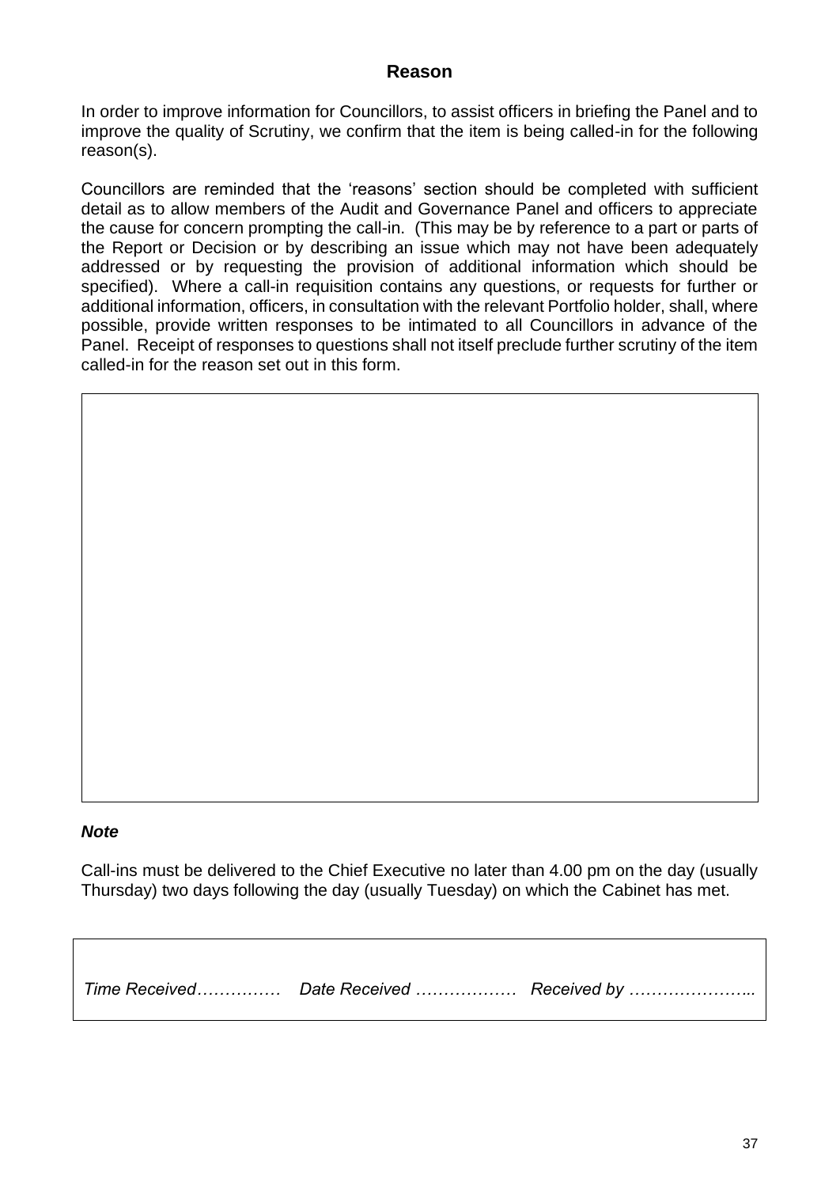## Reason

In order to improve information for Councillors, to assist officers in briefing the Panel and to improve the quality of Scrutiny, we confirm that the item is being called-in for the following reason(s).

Councillors are reminded that the 'reasons' section should be completed with sufficient detail as to allow members of the Audit and Governance Panel and officers to appreciate the cause for concern prompting the call-in. (This may be by reference to a part or parts of the Report or Decision or by describing an issue which may not have been adequately addressed or by requesting the provision of additional information which should be specified). Where a call-in requisition contains any questions, or requests for further or additional information, officers, in consultation with the relevant Portfolio holder, shall, where possible, provide written responses to be intimated to all Councillors in advance of the Panel. Receipt of responses to questions shall not itself preclude further scrutiny of the item called-in for the reason set out in this form.

***Note***

Call-ins must be delivered to the Chief Executive no later than 4.00 pm on the day (usually Thursday) two days following the day (usually Tuesday) on which the Cabinet has met.

*Time Received……………   Date Received ………………   Received by …………………..*